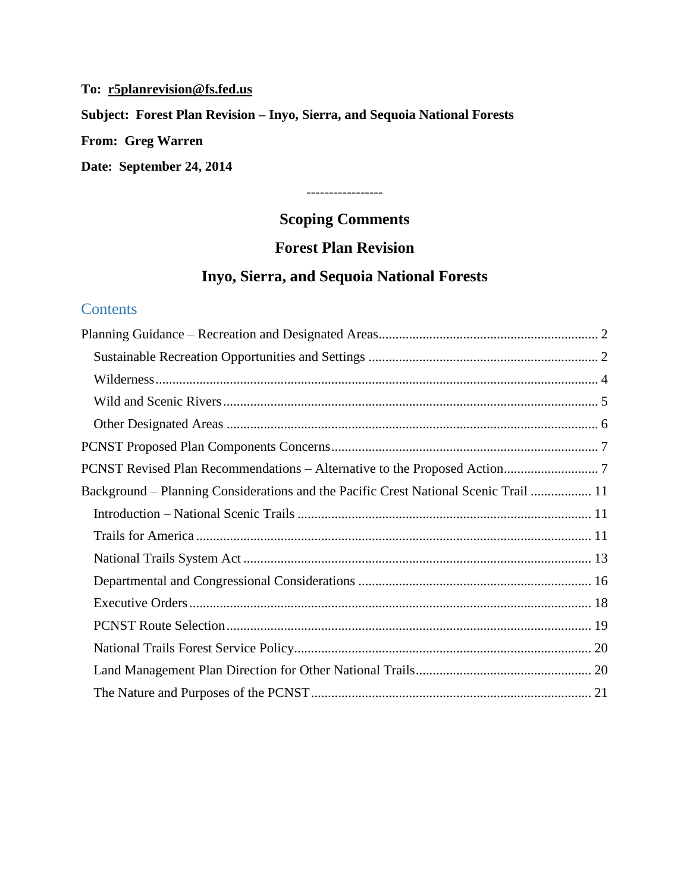**To: r5planrevision@fs.fed.us**

**Subject: Forest Plan Revision – Inyo, Sierra, and Sequoia National Forests**

**From: Greg Warren**

**Date: September 24, 2014**

-----------------

# Scoping Comments

# Forest Plan Revision

# Inyo, Sierra, and Sequoia National Forests

## Contents

Planning Guidance – Recreation and Designated Areas ........ 2
- Sustainable Recreation Opportunities and Settings ........ 2
- Wilderness ........ 4
- Wild and Scenic Rivers ........ 5
- Other Designated Areas ........ 6

PCNST Proposed Plan Components Concerns ........ 7

PCNST Revised Plan Recommendations – Alternative to the Proposed Action ........ 7

Background – Planning Considerations and the Pacific Crest National Scenic Trail ........ 11
- Introduction – National Scenic Trails ........ 11
- Trails for America ........ 11
- National Trails System Act ........ 13
- Departmental and Congressional Considerations ........ 16
- Executive Orders ........ 18
- PCNST Route Selection ........ 19
- National Trails Forest Service Policy ........ 20
- Land Management Plan Direction for Other National Trails ........ 20
- The Nature and Purposes of the PCNST ........ 21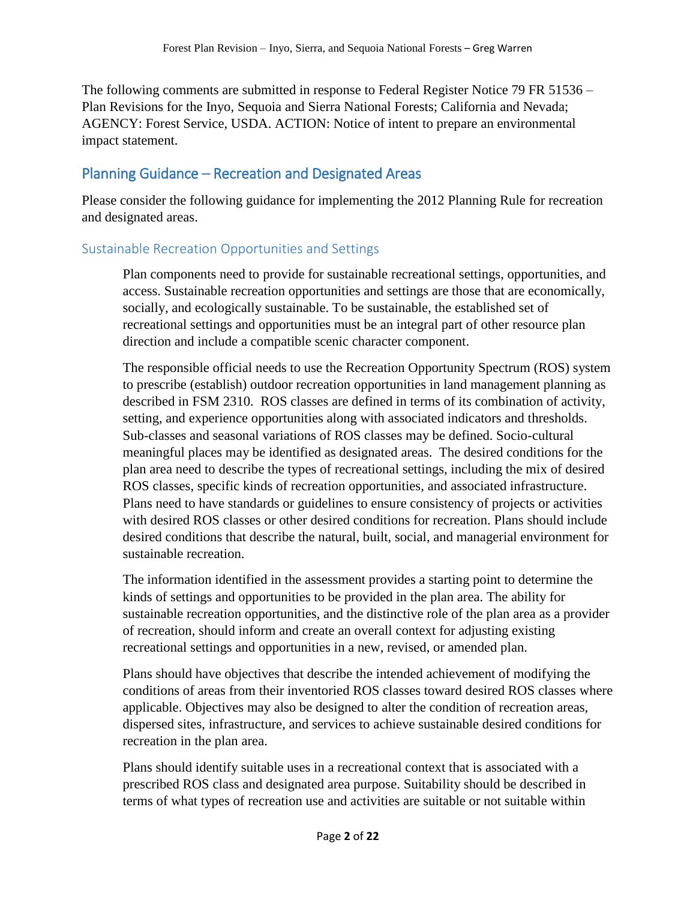The following comments are submitted in response to Federal Register Notice 79 FR 51536 – Plan Revisions for the Inyo, Sequoia and Sierra National Forests; California and Nevada; AGENCY: Forest Service, USDA. ACTION: Notice of intent to prepare an environmental impact statement.

## Planning Guidance – Recreation and Designated Areas

Please consider the following guidance for implementing the 2012 Planning Rule for recreation and designated areas.

### Sustainable Recreation Opportunities and Settings

> Plan components need to provide for sustainable recreational settings, opportunities, and access. Sustainable recreation opportunities and settings are those that are economically, socially, and ecologically sustainable. To be sustainable, the established set of recreational settings and opportunities must be an integral part of other resource plan direction and include a compatible scenic character component.
>
> The responsible official needs to use the Recreation Opportunity Spectrum (ROS) system to prescribe (establish) outdoor recreation opportunities in land management planning as described in FSM 2310. ROS classes are defined in terms of its combination of activity, setting, and experience opportunities along with associated indicators and thresholds. Sub-classes and seasonal variations of ROS classes may be defined. Socio-cultural meaningful places may be identified as designated areas. The desired conditions for the plan area need to describe the types of recreational settings, including the mix of desired ROS classes, specific kinds of recreation opportunities, and associated infrastructure. Plans need to have standards or guidelines to ensure consistency of projects or activities with desired ROS classes or other desired conditions for recreation. Plans should include desired conditions that describe the natural, built, social, and managerial environment for sustainable recreation.
>
> The information identified in the assessment provides a starting point to determine the kinds of settings and opportunities to be provided in the plan area. The ability for sustainable recreation opportunities, and the distinctive role of the plan area as a provider of recreation, should inform and create an overall context for adjusting existing recreational settings and opportunities in a new, revised, or amended plan.
>
> Plans should have objectives that describe the intended achievement of modifying the conditions of areas from their inventoried ROS classes toward desired ROS classes where applicable. Objectives may also be designed to alter the condition of recreation areas, dispersed sites, infrastructure, and services to achieve sustainable desired conditions for recreation in the plan area.
>
> Plans should identify suitable uses in a recreational context that is associated with a prescribed ROS class and designated area purpose. Suitability should be described in terms of what types of recreation use and activities are suitable or not suitable within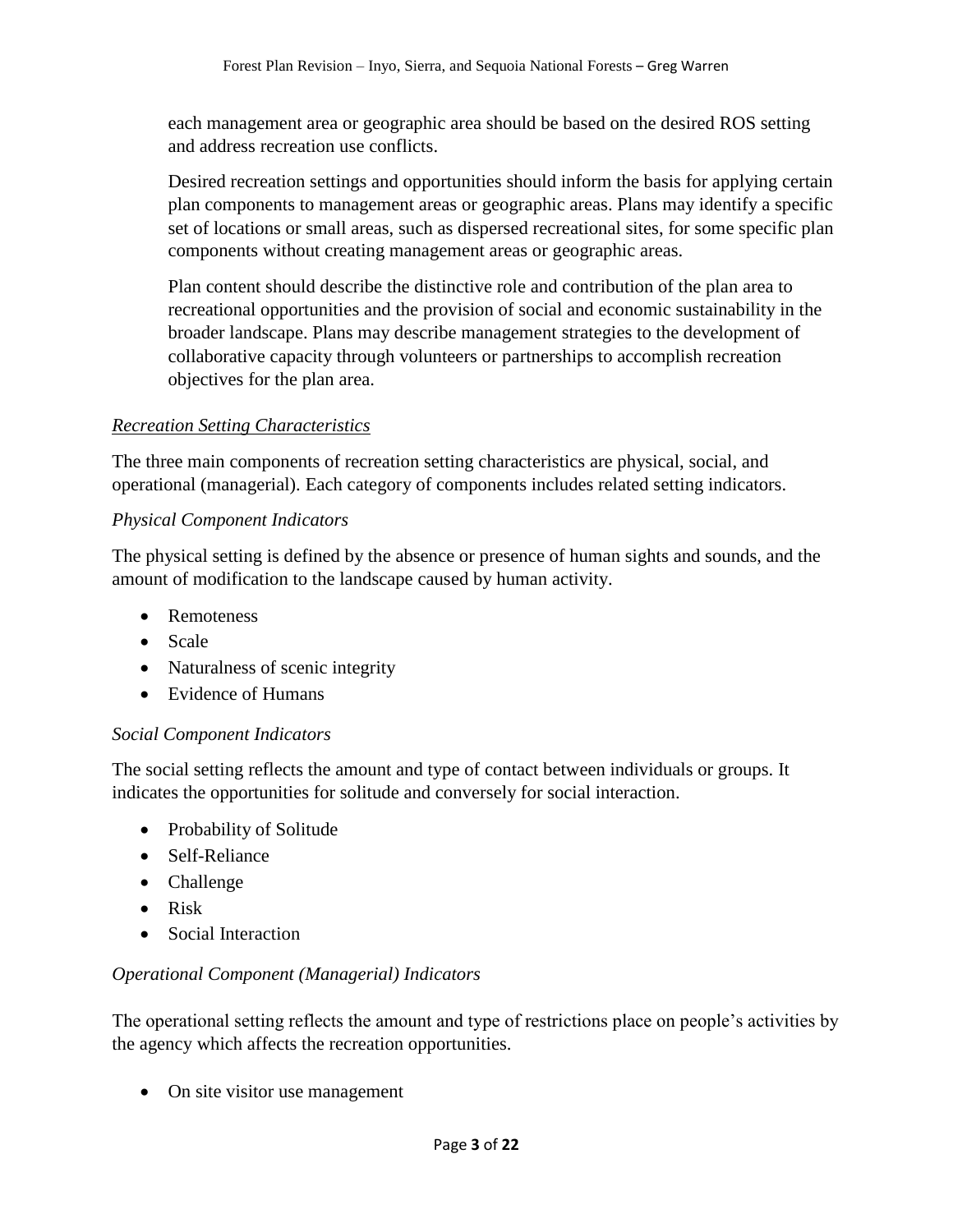each management area or geographic area should be based on the desired ROS setting and address recreation use conflicts.

Desired recreation settings and opportunities should inform the basis for applying certain plan components to management areas or geographic areas. Plans may identify a specific set of locations or small areas, such as dispersed recreational sites, for some specific plan components without creating management areas or geographic areas.

Plan content should describe the distinctive role and contribution of the plan area to recreational opportunities and the provision of social and economic sustainability in the broader landscape. Plans may describe management strategies to the development of collaborative capacity through volunteers or partnerships to accomplish recreation objectives for the plan area.

### *Recreation Setting Characteristics*

The three main components of recreation setting characteristics are physical, social, and operational (managerial). Each category of components includes related setting indicators.

#### *Physical Component Indicators*

The physical setting is defined by the absence or presence of human sights and sounds, and the amount of modification to the landscape caused by human activity.

- Remoteness
- Scale
- Naturalness of scenic integrity
- Evidence of Humans

#### *Social Component Indicators*

The social setting reflects the amount and type of contact between individuals or groups. It indicates the opportunities for solitude and conversely for social interaction.

- Probability of Solitude
- Self-Reliance
- Challenge
- Risk
- Social Interaction

#### *Operational Component (Managerial) Indicators*

The operational setting reflects the amount and type of restrictions place on people's activities by the agency which affects the recreation opportunities.

- On site visitor use management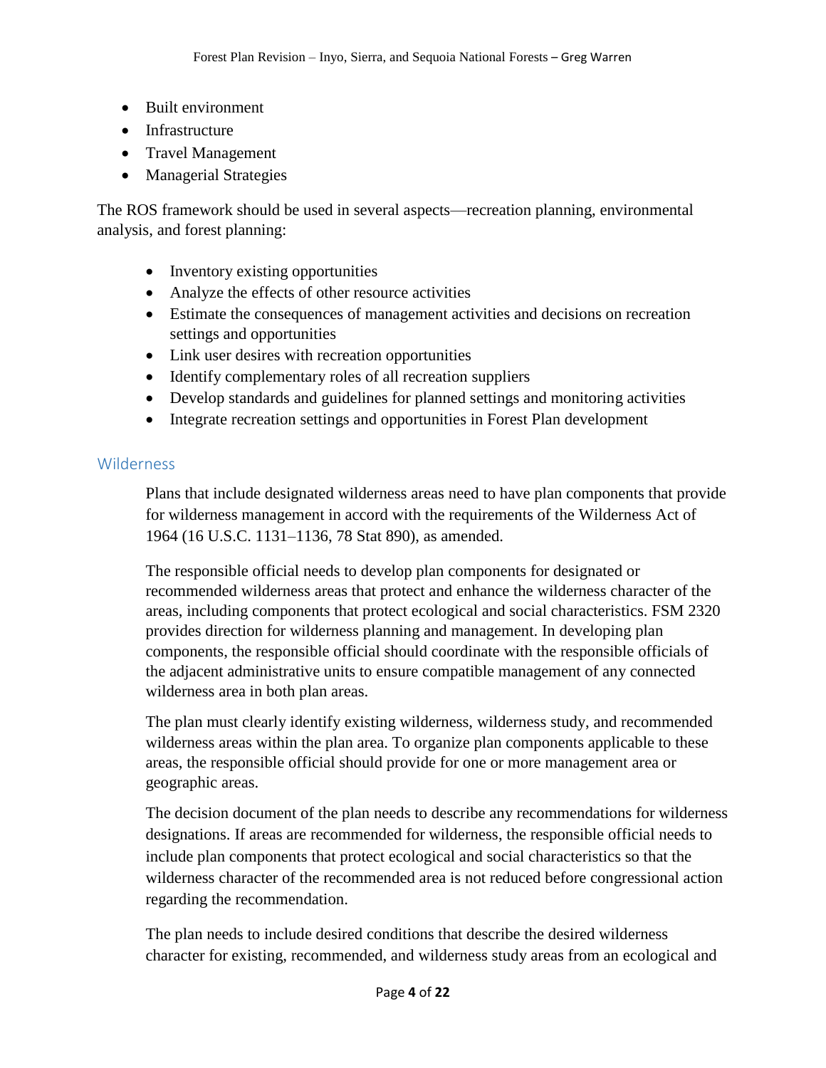- Built environment
- Infrastructure
- Travel Management
- Managerial Strategies

The ROS framework should be used in several aspects—recreation planning, environmental analysis, and forest planning:

- Inventory existing opportunities
- Analyze the effects of other resource activities
- Estimate the consequences of management activities and decisions on recreation settings and opportunities
- Link user desires with recreation opportunities
- Identify complementary roles of all recreation suppliers
- Develop standards and guidelines for planned settings and monitoring activities
- Integrate recreation settings and opportunities in Forest Plan development

## Wilderness

Plans that include designated wilderness areas need to have plan components that provide for wilderness management in accord with the requirements of the Wilderness Act of 1964 (16 U.S.C. 1131–1136, 78 Stat 890), as amended.

The responsible official needs to develop plan components for designated or recommended wilderness areas that protect and enhance the wilderness character of the areas, including components that protect ecological and social characteristics. FSM 2320 provides direction for wilderness planning and management. In developing plan components, the responsible official should coordinate with the responsible officials of the adjacent administrative units to ensure compatible management of any connected wilderness area in both plan areas.

The plan must clearly identify existing wilderness, wilderness study, and recommended wilderness areas within the plan area. To organize plan components applicable to these areas, the responsible official should provide for one or more management area or geographic areas.

The decision document of the plan needs to describe any recommendations for wilderness designations. If areas are recommended for wilderness, the responsible official needs to include plan components that protect ecological and social characteristics so that the wilderness character of the recommended area is not reduced before congressional action regarding the recommendation.

The plan needs to include desired conditions that describe the desired wilderness character for existing, recommended, and wilderness study areas from an ecological and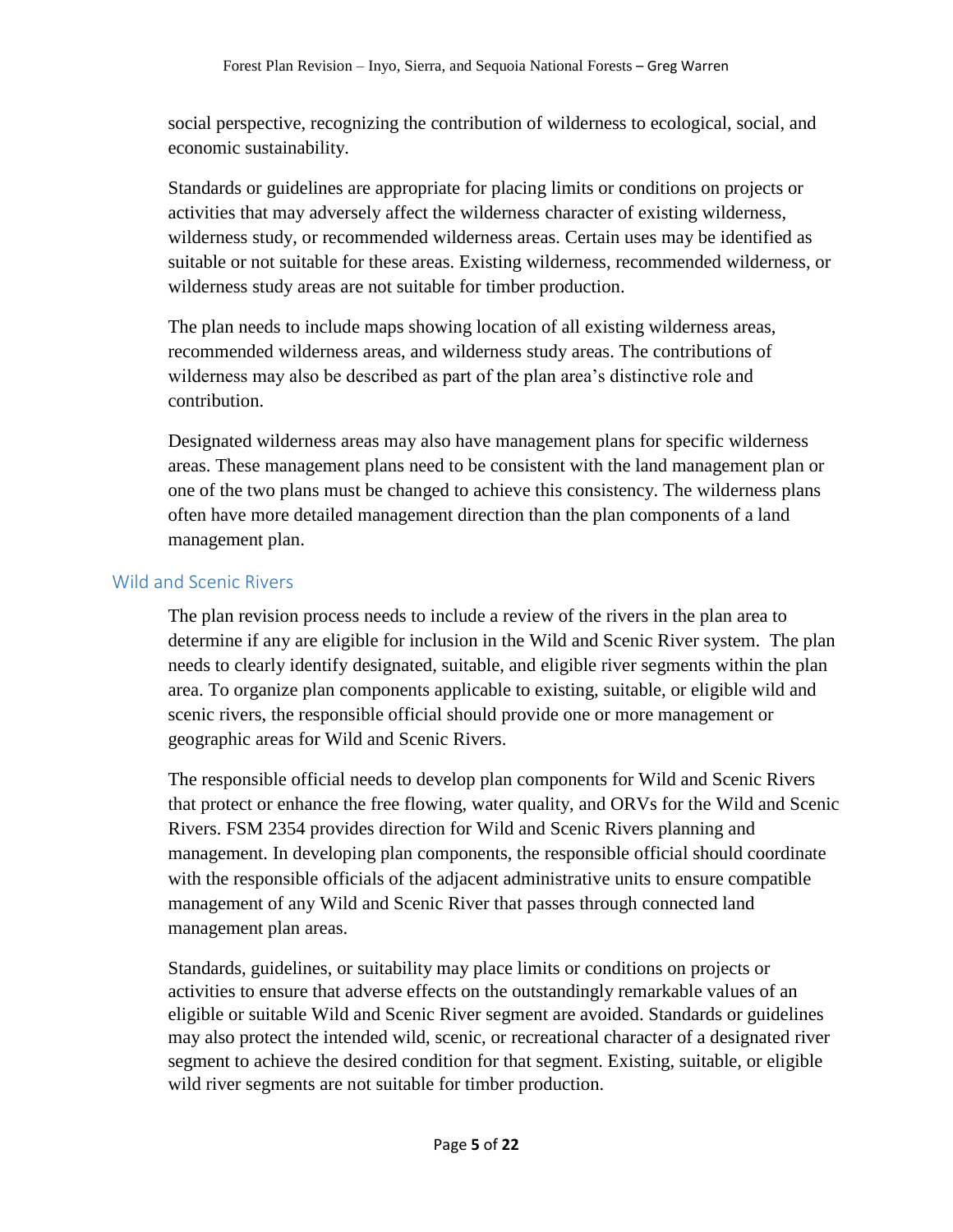social perspective, recognizing the contribution of wilderness to ecological, social, and economic sustainability.

Standards or guidelines are appropriate for placing limits or conditions on projects or activities that may adversely affect the wilderness character of existing wilderness, wilderness study, or recommended wilderness areas. Certain uses may be identified as suitable or not suitable for these areas. Existing wilderness, recommended wilderness, or wilderness study areas are not suitable for timber production.

The plan needs to include maps showing location of all existing wilderness areas, recommended wilderness areas, and wilderness study areas. The contributions of wilderness may also be described as part of the plan area's distinctive role and contribution.

Designated wilderness areas may also have management plans for specific wilderness areas. These management plans need to be consistent with the land management plan or one of the two plans must be changed to achieve this consistency. The wilderness plans often have more detailed management direction than the plan components of a land management plan.

## Wild and Scenic Rivers

The plan revision process needs to include a review of the rivers in the plan area to determine if any are eligible for inclusion in the Wild and Scenic River system. The plan needs to clearly identify designated, suitable, and eligible river segments within the plan area. To organize plan components applicable to existing, suitable, or eligible wild and scenic rivers, the responsible official should provide one or more management or geographic areas for Wild and Scenic Rivers.

The responsible official needs to develop plan components for Wild and Scenic Rivers that protect or enhance the free flowing, water quality, and ORVs for the Wild and Scenic Rivers. FSM 2354 provides direction for Wild and Scenic Rivers planning and management. In developing plan components, the responsible official should coordinate with the responsible officials of the adjacent administrative units to ensure compatible management of any Wild and Scenic River that passes through connected land management plan areas.

Standards, guidelines, or suitability may place limits or conditions on projects or activities to ensure that adverse effects on the outstandingly remarkable values of an eligible or suitable Wild and Scenic River segment are avoided. Standards or guidelines may also protect the intended wild, scenic, or recreational character of a designated river segment to achieve the desired condition for that segment. Existing, suitable, or eligible wild river segments are not suitable for timber production.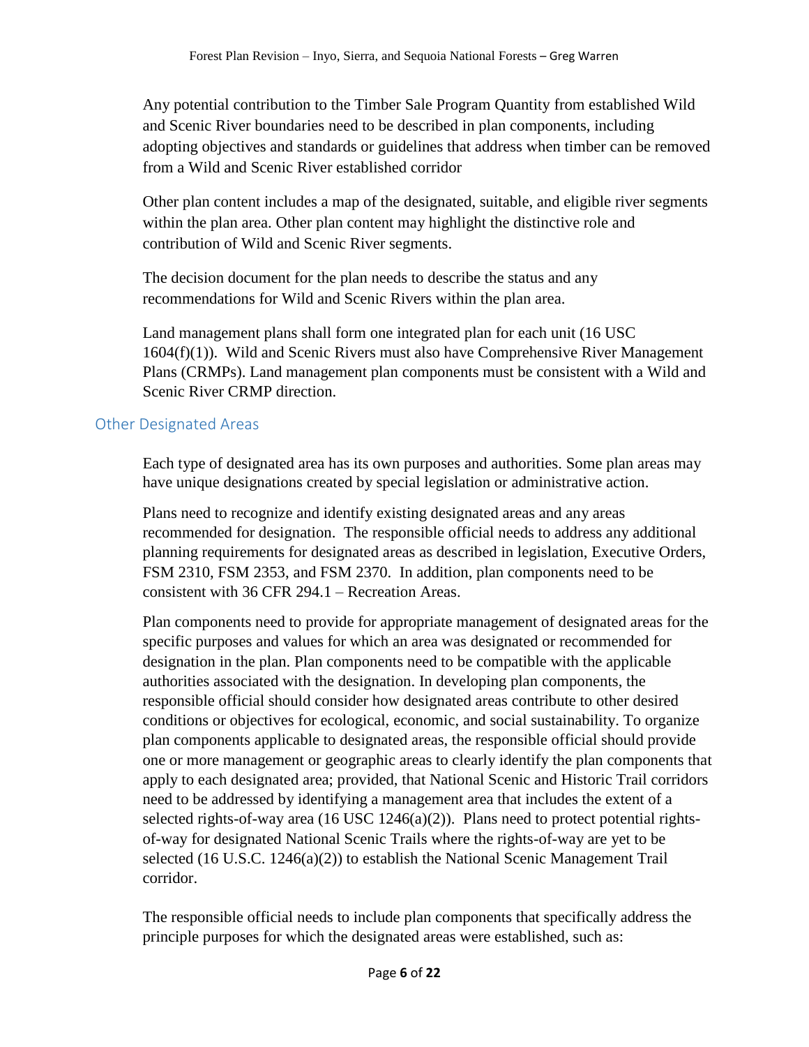Any potential contribution to the Timber Sale Program Quantity from established Wild and Scenic River boundaries need to be described in plan components, including adopting objectives and standards or guidelines that address when timber can be removed from a Wild and Scenic River established corridor

Other plan content includes a map of the designated, suitable, and eligible river segments within the plan area. Other plan content may highlight the distinctive role and contribution of Wild and Scenic River segments.

The decision document for the plan needs to describe the status and any recommendations for Wild and Scenic Rivers within the plan area.

Land management plans shall form one integrated plan for each unit (16 USC 1604(f)(1)). Wild and Scenic Rivers must also have Comprehensive River Management Plans (CRMPs). Land management plan components must be consistent with a Wild and Scenic River CRMP direction.

## Other Designated Areas

Each type of designated area has its own purposes and authorities. Some plan areas may have unique designations created by special legislation or administrative action.

Plans need to recognize and identify existing designated areas and any areas recommended for designation. The responsible official needs to address any additional planning requirements for designated areas as described in legislation, Executive Orders, FSM 2310, FSM 2353, and FSM 2370. In addition, plan components need to be consistent with 36 CFR 294.1 – Recreation Areas.

Plan components need to provide for appropriate management of designated areas for the specific purposes and values for which an area was designated or recommended for designation in the plan. Plan components need to be compatible with the applicable authorities associated with the designation. In developing plan components, the responsible official should consider how designated areas contribute to other desired conditions or objectives for ecological, economic, and social sustainability. To organize plan components applicable to designated areas, the responsible official should provide one or more management or geographic areas to clearly identify the plan components that apply to each designated area; provided, that National Scenic and Historic Trail corridors need to be addressed by identifying a management area that includes the extent of a selected rights-of-way area (16 USC 1246(a)(2)). Plans need to protect potential rights-of-way for designated National Scenic Trails where the rights-of-way are yet to be selected (16 U.S.C. 1246(a)(2)) to establish the National Scenic Management Trail corridor.

The responsible official needs to include plan components that specifically address the principle purposes for which the designated areas were established, such as: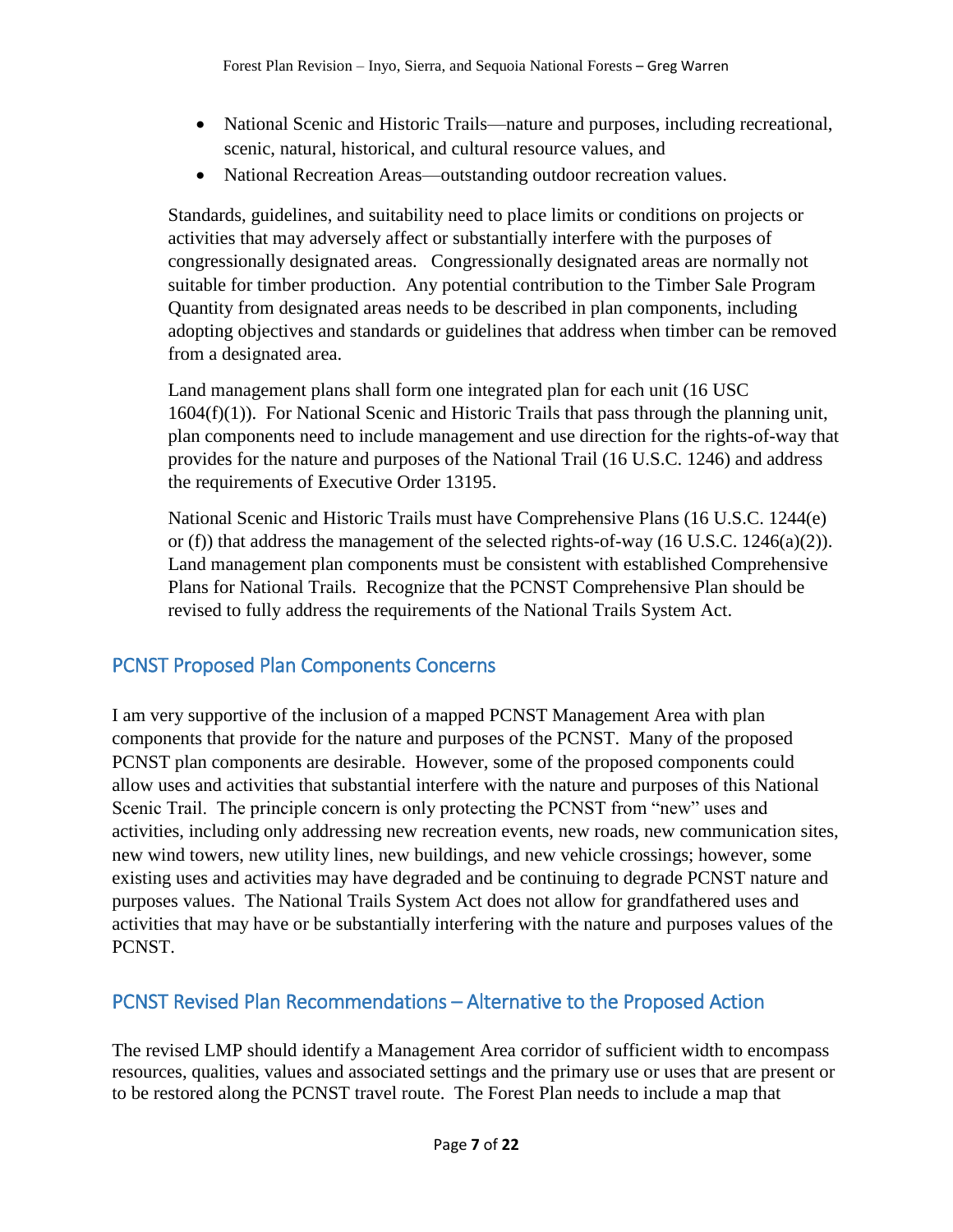- National Scenic and Historic Trails—nature and purposes, including recreational, scenic, natural, historical, and cultural resource values, and
- National Recreation Areas—outstanding outdoor recreation values.

Standards, guidelines, and suitability need to place limits or conditions on projects or activities that may adversely affect or substantially interfere with the purposes of congressionally designated areas. Congressionally designated areas are normally not suitable for timber production. Any potential contribution to the Timber Sale Program Quantity from designated areas needs to be described in plan components, including adopting objectives and standards or guidelines that address when timber can be removed from a designated area.

Land management plans shall form one integrated plan for each unit (16 USC 1604(f)(1)). For National Scenic and Historic Trails that pass through the planning unit, plan components need to include management and use direction for the rights-of-way that provides for the nature and purposes of the National Trail (16 U.S.C. 1246) and address the requirements of Executive Order 13195.

National Scenic and Historic Trails must have Comprehensive Plans (16 U.S.C. 1244(e) or (f)) that address the management of the selected rights-of-way (16 U.S.C. 1246(a)(2)). Land management plan components must be consistent with established Comprehensive Plans for National Trails. Recognize that the PCNST Comprehensive Plan should be revised to fully address the requirements of the National Trails System Act.

## PCNST Proposed Plan Components Concerns

I am very supportive of the inclusion of a mapped PCNST Management Area with plan components that provide for the nature and purposes of the PCNST. Many of the proposed PCNST plan components are desirable. However, some of the proposed components could allow uses and activities that substantial interfere with the nature and purposes of this National Scenic Trail. The principle concern is only protecting the PCNST from "new" uses and activities, including only addressing new recreation events, new roads, new communication sites, new wind towers, new utility lines, new buildings, and new vehicle crossings; however, some existing uses and activities may have degraded and be continuing to degrade PCNST nature and purposes values. The National Trails System Act does not allow for grandfathered uses and activities that may have or be substantially interfering with the nature and purposes values of the PCNST.

## PCNST Revised Plan Recommendations – Alternative to the Proposed Action

The revised LMP should identify a Management Area corridor of sufficient width to encompass resources, qualities, values and associated settings and the primary use or uses that are present or to be restored along the PCNST travel route. The Forest Plan needs to include a map that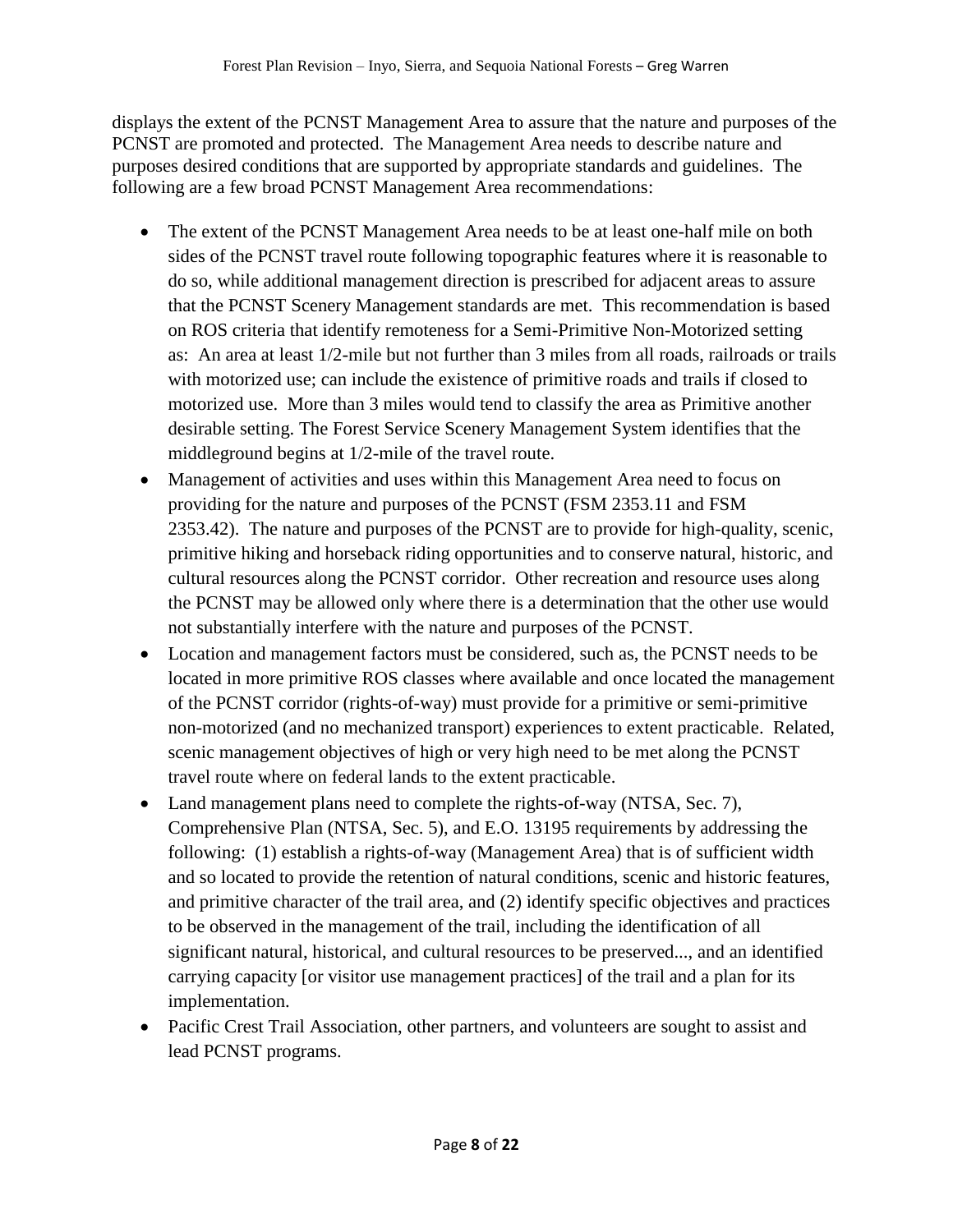displays the extent of the PCNST Management Area to assure that the nature and purposes of the PCNST are promoted and protected. The Management Area needs to describe nature and purposes desired conditions that are supported by appropriate standards and guidelines. The following are a few broad PCNST Management Area recommendations:

- The extent of the PCNST Management Area needs to be at least one-half mile on both sides of the PCNST travel route following topographic features where it is reasonable to do so, while additional management direction is prescribed for adjacent areas to assure that the PCNST Scenery Management standards are met. This recommendation is based on ROS criteria that identify remoteness for a Semi-Primitive Non-Motorized setting as: An area at least 1/2-mile but not further than 3 miles from all roads, railroads or trails with motorized use; can include the existence of primitive roads and trails if closed to motorized use. More than 3 miles would tend to classify the area as Primitive another desirable setting. The Forest Service Scenery Management System identifies that the middleground begins at 1/2-mile of the travel route.
- Management of activities and uses within this Management Area need to focus on providing for the nature and purposes of the PCNST (FSM 2353.11 and FSM 2353.42). The nature and purposes of the PCNST are to provide for high-quality, scenic, primitive hiking and horseback riding opportunities and to conserve natural, historic, and cultural resources along the PCNST corridor. Other recreation and resource uses along the PCNST may be allowed only where there is a determination that the other use would not substantially interfere with the nature and purposes of the PCNST.
- Location and management factors must be considered, such as, the PCNST needs to be located in more primitive ROS classes where available and once located the management of the PCNST corridor (rights-of-way) must provide for a primitive or semi-primitive non-motorized (and no mechanized transport) experiences to extent practicable. Related, scenic management objectives of high or very high need to be met along the PCNST travel route where on federal lands to the extent practicable.
- Land management plans need to complete the rights-of-way (NTSA, Sec. 7), Comprehensive Plan (NTSA, Sec. 5), and E.O. 13195 requirements by addressing the following: (1) establish a rights-of-way (Management Area) that is of sufficient width and so located to provide the retention of natural conditions, scenic and historic features, and primitive character of the trail area, and (2) identify specific objectives and practices to be observed in the management of the trail, including the identification of all significant natural, historical, and cultural resources to be preserved..., and an identified carrying capacity [or visitor use management practices] of the trail and a plan for its implementation.
- Pacific Crest Trail Association, other partners, and volunteers are sought to assist and lead PCNST programs.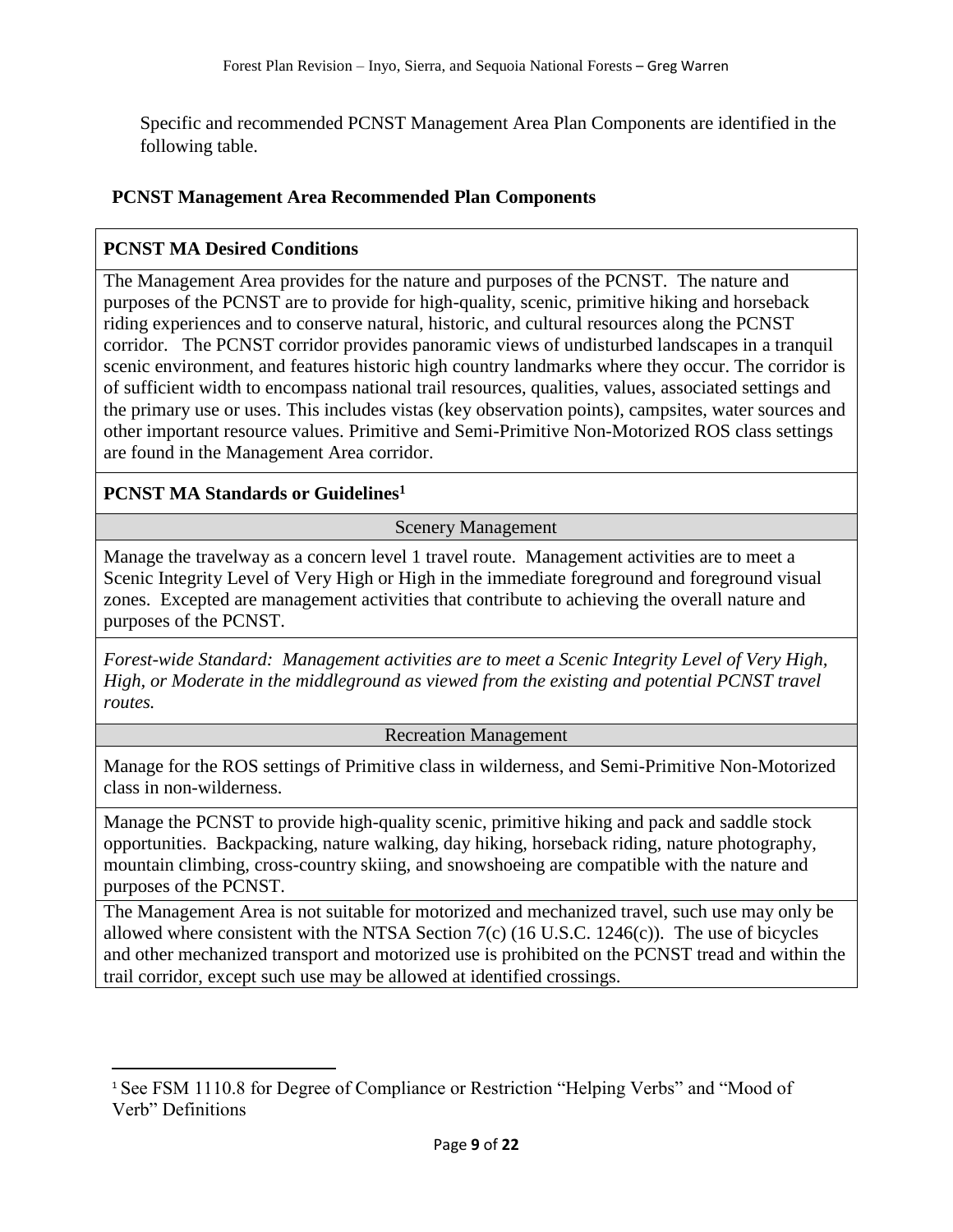Specific and recommended PCNST Management Area Plan Components are identified in the following table.

**PCNST Management Area Recommended Plan Components**

| **PCNST MA Desired Conditions** |
|---|
| The Management Area provides for the nature and purposes of the PCNST. The nature and purposes of the PCNST are to provide for high-quality, scenic, primitive hiking and horseback riding experiences and to conserve natural, historic, and cultural resources along the PCNST corridor. The PCNST corridor provides panoramic views of undisturbed landscapes in a tranquil scenic environment, and features historic high country landmarks where they occur. The corridor is of sufficient width to encompass national trail resources, qualities, values, associated settings and the primary use or uses. This includes vistas (key observation points), campsites, water sources and other important resource values. Primitive and Semi-Primitive Non-Motorized ROS class settings are found in the Management Area corridor. |
| **PCNST MA Standards or Guidelines[1]** |
| Scenery Management |
| Manage the travelway as a concern level 1 travel route. Management activities are to meet a Scenic Integrity Level of Very High or High in the immediate foreground and foreground visual zones. Excepted are management activities that contribute to achieving the overall nature and purposes of the PCNST. |
| *Forest-wide Standard: Management activities are to meet a Scenic Integrity Level of Very High, High, or Moderate in the middleground as viewed from the existing and potential PCNST travel routes.* |
| Recreation Management |
| Manage for the ROS settings of Primitive class in wilderness, and Semi-Primitive Non-Motorized class in non-wilderness. |
| Manage the PCNST to provide high-quality scenic, primitive hiking and pack and saddle stock opportunities. Backpacking, nature walking, day hiking, horseback riding, nature photography, mountain climbing, cross-country skiing, and snowshoeing are compatible with the nature and purposes of the PCNST. |
| The Management Area is not suitable for motorized and mechanized travel, such use may only be allowed where consistent with the NTSA Section 7(c) (16 U.S.C. 1246(c)). The use of bicycles and other mechanized transport and motorized use is prohibited on the PCNST tread and within the trail corridor, except such use may be allowed at identified crossings. |

[1] See FSM 1110.8 for Degree of Compliance or Restriction "Helping Verbs" and "Mood of Verb" Definitions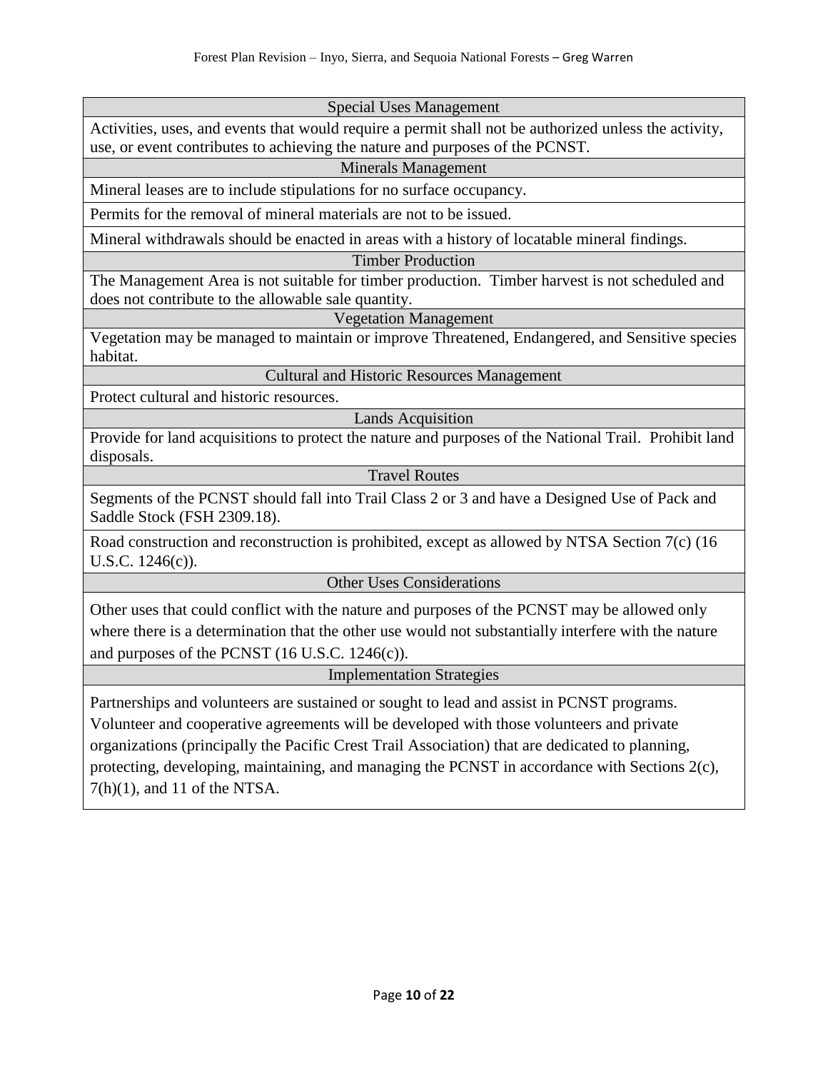| Special Uses Management |
|---|
| Activities, uses, and events that would require a permit shall not be authorized unless the activity, use, or event contributes to achieving the nature and purposes of the PCNST. |
| **Minerals Management** |
| Mineral leases are to include stipulations for no surface occupancy. |
| Permits for the removal of mineral materials are not to be issued. |
| Mineral withdrawals should be enacted in areas with a history of locatable mineral findings. |
| **Timber Production** |
| The Management Area is not suitable for timber production. Timber harvest is not scheduled and does not contribute to the allowable sale quantity. |
| **Vegetation Management** |
| Vegetation may be managed to maintain or improve Threatened, Endangered, and Sensitive species habitat. |
| **Cultural and Historic Resources Management** |
| Protect cultural and historic resources. |
| **Lands Acquisition** |
| Provide for land acquisitions to protect the nature and purposes of the National Trail. Prohibit land disposals. |
| **Travel Routes** |
| Segments of the PCNST should fall into Trail Class 2 or 3 and have a Designed Use of Pack and Saddle Stock (FSH 2309.18). |
| Road construction and reconstruction is prohibited, except as allowed by NTSA Section 7(c) (16 U.S.C. 1246(c)). |
| **Other Uses Considerations** |
| Other uses that could conflict with the nature and purposes of the PCNST may be allowed only where there is a determination that the other use would not substantially interfere with the nature and purposes of the PCNST (16 U.S.C. 1246(c)). |
| **Implementation Strategies** |
| Partnerships and volunteers are sustained or sought to lead and assist in PCNST programs. Volunteer and cooperative agreements will be developed with those volunteers and private organizations (principally the Pacific Crest Trail Association) that are dedicated to planning, protecting, developing, maintaining, and managing the PCNST in accordance with Sections 2(c), 7(h)(1), and 11 of the NTSA. |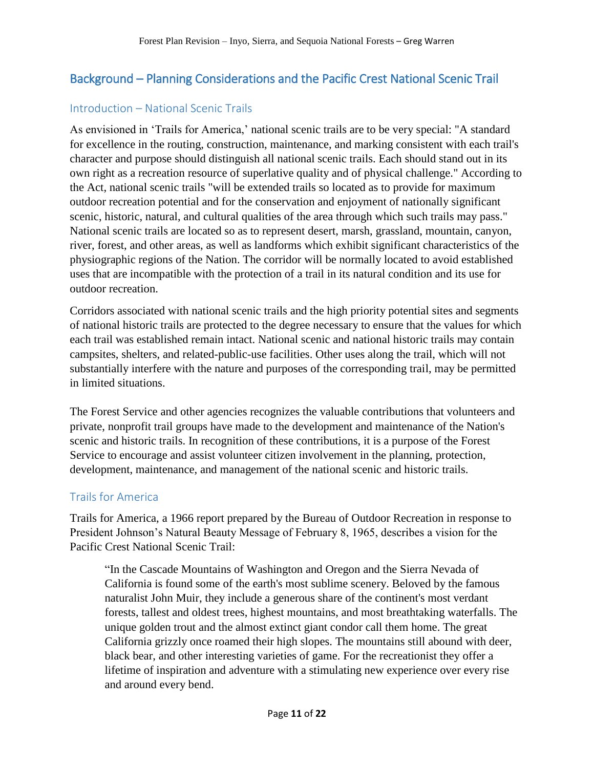## Background – Planning Considerations and the Pacific Crest National Scenic Trail

### Introduction – National Scenic Trails

As envisioned in 'Trails for America,' national scenic trails are to be very special: "A standard for excellence in the routing, construction, maintenance, and marking consistent with each trail's character and purpose should distinguish all national scenic trails. Each should stand out in its own right as a recreation resource of superlative quality and of physical challenge." According to the Act, national scenic trails "will be extended trails so located as to provide for maximum outdoor recreation potential and for the conservation and enjoyment of nationally significant scenic, historic, natural, and cultural qualities of the area through which such trails may pass." National scenic trails are located so as to represent desert, marsh, grassland, mountain, canyon, river, forest, and other areas, as well as landforms which exhibit significant characteristics of the physiographic regions of the Nation. The corridor will be normally located to avoid established uses that are incompatible with the protection of a trail in its natural condition and its use for outdoor recreation.

Corridors associated with national scenic trails and the high priority potential sites and segments of national historic trails are protected to the degree necessary to ensure that the values for which each trail was established remain intact. National scenic and national historic trails may contain campsites, shelters, and related-public-use facilities. Other uses along the trail, which will not substantially interfere with the nature and purposes of the corresponding trail, may be permitted in limited situations.

The Forest Service and other agencies recognizes the valuable contributions that volunteers and private, nonprofit trail groups have made to the development and maintenance of the Nation's scenic and historic trails. In recognition of these contributions, it is a purpose of the Forest Service to encourage and assist volunteer citizen involvement in the planning, protection, development, maintenance, and management of the national scenic and historic trails.

### Trails for America

Trails for America, a 1966 report prepared by the Bureau of Outdoor Recreation in response to President Johnson's Natural Beauty Message of February 8, 1965, describes a vision for the Pacific Crest National Scenic Trail:

> "In the Cascade Mountains of Washington and Oregon and the Sierra Nevada of California is found some of the earth's most sublime scenery. Beloved by the famous naturalist John Muir, they include a generous share of the continent's most verdant forests, tallest and oldest trees, highest mountains, and most breathtaking waterfalls. The unique golden trout and the almost extinct giant condor call them home. The great California grizzly once roamed their high slopes. The mountains still abound with deer, black bear, and other interesting varieties of game. For the recreationist they offer a lifetime of inspiration and adventure with a stimulating new experience over every rise and around every bend.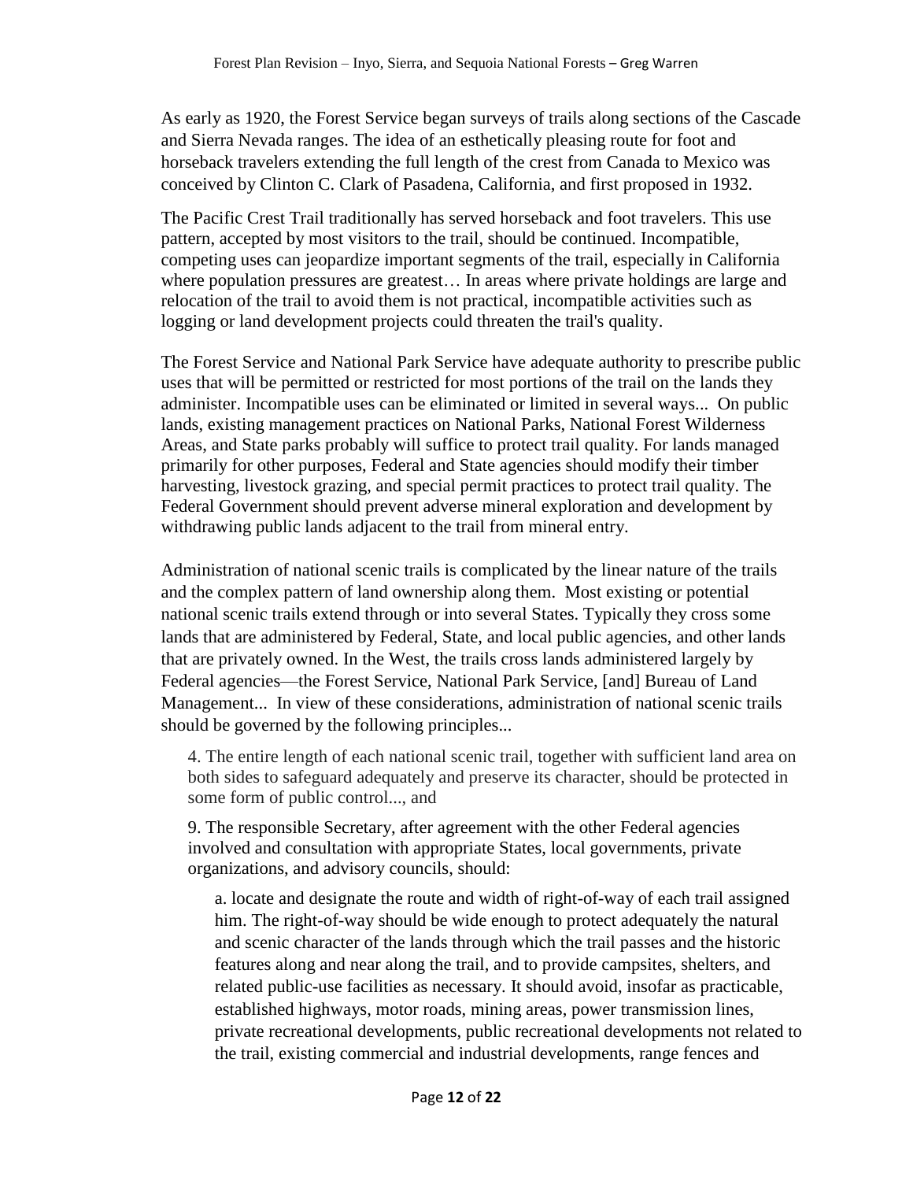As early as 1920, the Forest Service began surveys of trails along sections of the Cascade and Sierra Nevada ranges. The idea of an esthetically pleasing route for foot and horseback travelers extending the full length of the crest from Canada to Mexico was conceived by Clinton C. Clark of Pasadena, California, and first proposed in 1932.

The Pacific Crest Trail traditionally has served horseback and foot travelers. This use pattern, accepted by most visitors to the trail, should be continued. Incompatible, competing uses can jeopardize important segments of the trail, especially in California where population pressures are greatest… In areas where private holdings are large and relocation of the trail to avoid them is not practical, incompatible activities such as logging or land development projects could threaten the trail's quality.

The Forest Service and National Park Service have adequate authority to prescribe public uses that will be permitted or restricted for most portions of the trail on the lands they administer. Incompatible uses can be eliminated or limited in several ways... On public lands, existing management practices on National Parks, National Forest Wilderness Areas, and State parks probably will suffice to protect trail quality. For lands managed primarily for other purposes, Federal and State agencies should modify their timber harvesting, livestock grazing, and special permit practices to protect trail quality. The Federal Government should prevent adverse mineral exploration and development by withdrawing public lands adjacent to the trail from mineral entry.

Administration of national scenic trails is complicated by the linear nature of the trails and the complex pattern of land ownership along them. Most existing or potential national scenic trails extend through or into several States. Typically they cross some lands that are administered by Federal, State, and local public agencies, and other lands that are privately owned. In the West, the trails cross lands administered largely by Federal agencies—the Forest Service, National Park Service, [and] Bureau of Land Management... In view of these considerations, administration of national scenic trails should be governed by the following principles...

> 4. The entire length of each national scenic trail, together with sufficient land area on both sides to safeguard adequately and preserve its character, should be protected in some form of public control..., and
>
> 9. The responsible Secretary, after agreement with the other Federal agencies involved and consultation with appropriate States, local governments, private organizations, and advisory councils, should:
>
> > a. locate and designate the route and width of right-of-way of each trail assigned him. The right-of-way should be wide enough to protect adequately the natural and scenic character of the lands through which the trail passes and the historic features along and near along the trail, and to provide campsites, shelters, and related public-use facilities as necessary. It should avoid, insofar as practicable, established highways, motor roads, mining areas, power transmission lines, private recreational developments, public recreational developments not related to the trail, existing commercial and industrial developments, range fences and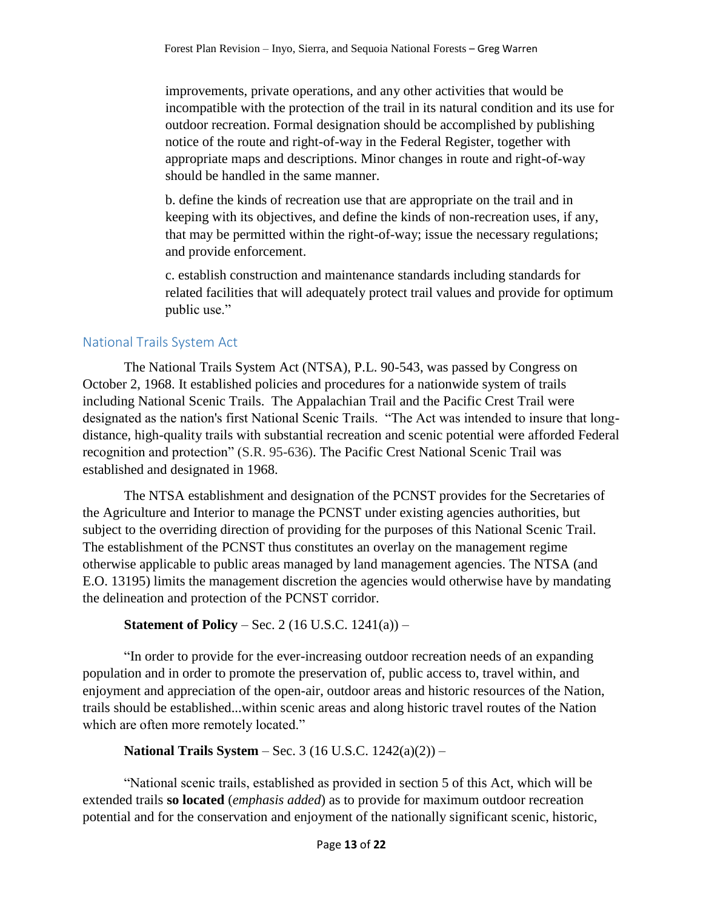> improvements, private operations, and any other activities that would be incompatible with the protection of the trail in its natural condition and its use for outdoor recreation. Formal designation should be accomplished by publishing notice of the route and right-of-way in the Federal Register, together with appropriate maps and descriptions. Minor changes in route and right-of-way should be handled in the same manner.
>
> b. define the kinds of recreation use that are appropriate on the trail and in keeping with its objectives, and define the kinds of non-recreation uses, if any, that may be permitted within the right-of-way; issue the necessary regulations; and provide enforcement.
>
> c. establish construction and maintenance standards including standards for related facilities that will adequately protect trail values and provide for optimum public use."

## National Trails System Act

The National Trails System Act (NTSA), P.L. 90-543, was passed by Congress on October 2, 1968. It established policies and procedures for a nationwide system of trails including National Scenic Trails. The Appalachian Trail and the Pacific Crest Trail were designated as the nation's first National Scenic Trails. "The Act was intended to insure that long-distance, high-quality trails with substantial recreation and scenic potential were afforded Federal recognition and protection" (S.R. 95-636). The Pacific Crest National Scenic Trail was established and designated in 1968.

The NTSA establishment and designation of the PCNST provides for the Secretaries of the Agriculture and Interior to manage the PCNST under existing agencies authorities, but subject to the overriding direction of providing for the purposes of this National Scenic Trail. The establishment of the PCNST thus constitutes an overlay on the management regime otherwise applicable to public areas managed by land management agencies. The NTSA (and E.O. 13195) limits the management discretion the agencies would otherwise have by mandating the delineation and protection of the PCNST corridor.

**Statement of Policy** – Sec. 2 (16 U.S.C. 1241(a)) –

"In order to provide for the ever-increasing outdoor recreation needs of an expanding population and in order to promote the preservation of, public access to, travel within, and enjoyment and appreciation of the open-air, outdoor areas and historic resources of the Nation, trails should be established...within scenic areas and along historic travel routes of the Nation which are often more remotely located."

**National Trails System** – Sec. 3 (16 U.S.C. 1242(a)(2)) –

"National scenic trails, established as provided in section 5 of this Act, which will be extended trails **so located** (*emphasis added*) as to provide for maximum outdoor recreation potential and for the conservation and enjoyment of the nationally significant scenic, historic,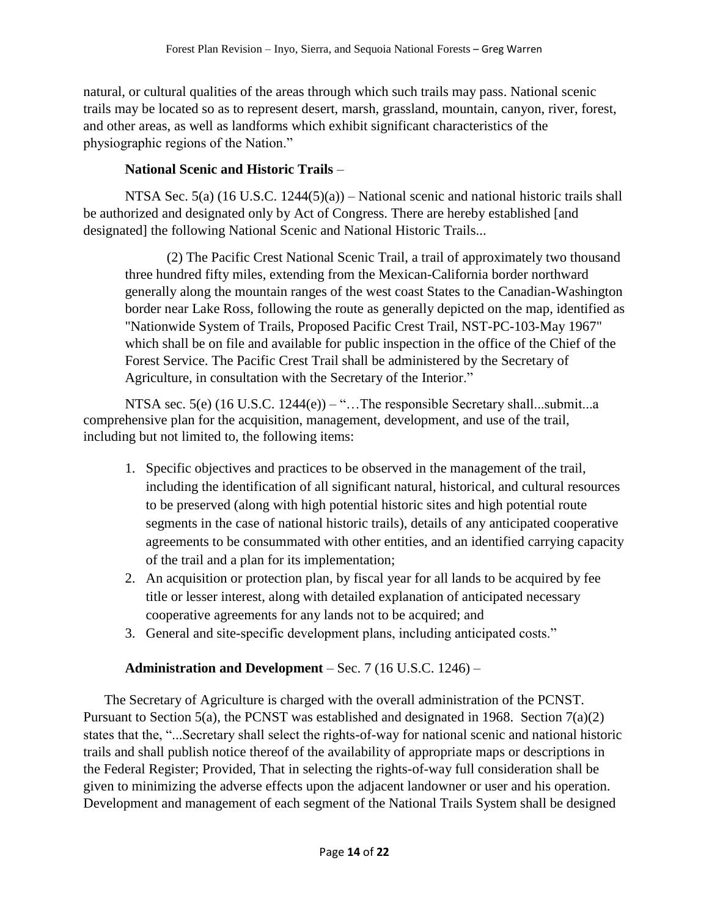natural, or cultural qualities of the areas through which such trails may pass. National scenic trails may be located so as to represent desert, marsh, grassland, mountain, canyon, river, forest, and other areas, as well as landforms which exhibit significant characteristics of the physiographic regions of the Nation."

**National Scenic and Historic Trails** –

NTSA Sec. 5(a) (16 U.S.C. 1244(5)(a)) – National scenic and national historic trails shall be authorized and designated only by Act of Congress. There are hereby established [and designated] the following National Scenic and National Historic Trails...

> (2) The Pacific Crest National Scenic Trail, a trail of approximately two thousand three hundred fifty miles, extending from the Mexican-California border northward generally along the mountain ranges of the west coast States to the Canadian-Washington border near Lake Ross, following the route as generally depicted on the map, identified as "Nationwide System of Trails, Proposed Pacific Crest Trail, NST-PC-103-May 1967" which shall be on file and available for public inspection in the office of the Chief of the Forest Service. The Pacific Crest Trail shall be administered by the Secretary of Agriculture, in consultation with the Secretary of the Interior."

NTSA sec. 5(e) (16 U.S.C. 1244(e)) – "…The responsible Secretary shall...submit...a comprehensive plan for the acquisition, management, development, and use of the trail, including but not limited to, the following items:

1. Specific objectives and practices to be observed in the management of the trail, including the identification of all significant natural, historical, and cultural resources to be preserved (along with high potential historic sites and high potential route segments in the case of national historic trails), details of any anticipated cooperative agreements to be consummated with other entities, and an identified carrying capacity of the trail and a plan for its implementation;
2. An acquisition or protection plan, by fiscal year for all lands to be acquired by fee title or lesser interest, along with detailed explanation of anticipated necessary cooperative agreements for any lands not to be acquired; and
3. General and site-specific development plans, including anticipated costs."

**Administration and Development** – Sec. 7 (16 U.S.C. 1246) –

The Secretary of Agriculture is charged with the overall administration of the PCNST. Pursuant to Section 5(a), the PCNST was established and designated in 1968. Section 7(a)(2) states that the, "...Secretary shall select the rights-of-way for national scenic and national historic trails and shall publish notice thereof of the availability of appropriate maps or descriptions in the Federal Register; Provided, That in selecting the rights-of-way full consideration shall be given to minimizing the adverse effects upon the adjacent landowner or user and his operation. Development and management of each segment of the National Trails System shall be designed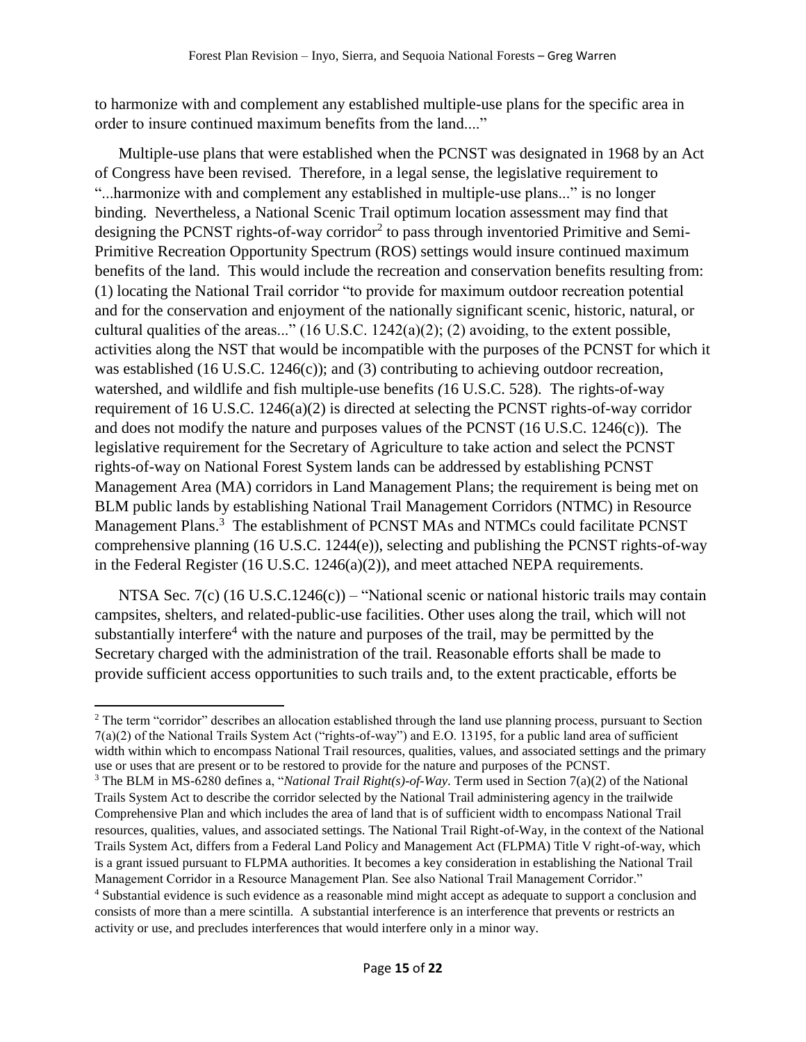to harmonize with and complement any established multiple-use plans for the specific area in order to insure continued maximum benefits from the land...."

Multiple-use plans that were established when the PCNST was designated in 1968 by an Act of Congress have been revised. Therefore, in a legal sense, the legislative requirement to "...harmonize with and complement any established in multiple-use plans..." is no longer binding. Nevertheless, a National Scenic Trail optimum location assessment may find that designing the PCNST rights-of-way corridor[2] to pass through inventoried Primitive and Semi-Primitive Recreation Opportunity Spectrum (ROS) settings would insure continued maximum benefits of the land. This would include the recreation and conservation benefits resulting from: (1) locating the National Trail corridor "to provide for maximum outdoor recreation potential and for the conservation and enjoyment of the nationally significant scenic, historic, natural, or cultural qualities of the areas..." (16 U.S.C. 1242(a)(2); (2) avoiding, to the extent possible, activities along the NST that would be incompatible with the purposes of the PCNST for which it was established (16 U.S.C. 1246(c)); and (3) contributing to achieving outdoor recreation, watershed, and wildlife and fish multiple-use benefits *(*16 U.S.C. 528). The rights-of-way requirement of 16 U.S.C. 1246(a)(2) is directed at selecting the PCNST rights-of-way corridor and does not modify the nature and purposes values of the PCNST (16 U.S.C. 1246(c)). The legislative requirement for the Secretary of Agriculture to take action and select the PCNST rights-of-way on National Forest System lands can be addressed by establishing PCNST Management Area (MA) corridors in Land Management Plans; the requirement is being met on BLM public lands by establishing National Trail Management Corridors (NTMC) in Resource Management Plans.[3] The establishment of PCNST MAs and NTMCs could facilitate PCNST comprehensive planning (16 U.S.C. 1244(e)), selecting and publishing the PCNST rights-of-way in the Federal Register (16 U.S.C. 1246(a)(2)), and meet attached NEPA requirements.

NTSA Sec. 7(c) (16 U.S.C.1246(c)) – "National scenic or national historic trails may contain campsites, shelters, and related-public-use facilities. Other uses along the trail, which will not substantially interfere[4] with the nature and purposes of the trail, may be permitted by the Secretary charged with the administration of the trail. Reasonable efforts shall be made to provide sufficient access opportunities to such trails and, to the extent practicable, efforts be

---

[2] The term "corridor" describes an allocation established through the land use planning process, pursuant to Section 7(a)(2) of the National Trails System Act ("rights-of-way") and E.O. 13195, for a public land area of sufficient width within which to encompass National Trail resources, qualities, values, and associated settings and the primary use or uses that are present or to be restored to provide for the nature and purposes of the PCNST.

[3] The BLM in MS-6280 defines a, "*National Trail Right(s)-of-Way*. Term used in Section 7(a)(2) of the National Trails System Act to describe the corridor selected by the National Trail administering agency in the trailwide Comprehensive Plan and which includes the area of land that is of sufficient width to encompass National Trail resources, qualities, values, and associated settings. The National Trail Right-of-Way, in the context of the National Trails System Act, differs from a Federal Land Policy and Management Act (FLPMA) Title V right-of-way, which is a grant issued pursuant to FLPMA authorities. It becomes a key consideration in establishing the National Trail Management Corridor in a Resource Management Plan. See also National Trail Management Corridor."

[4] Substantial evidence is such evidence as a reasonable mind might accept as adequate to support a conclusion and consists of more than a mere scintilla. A substantial interference is an interference that prevents or restricts an activity or use, and precludes interferences that would interfere only in a minor way.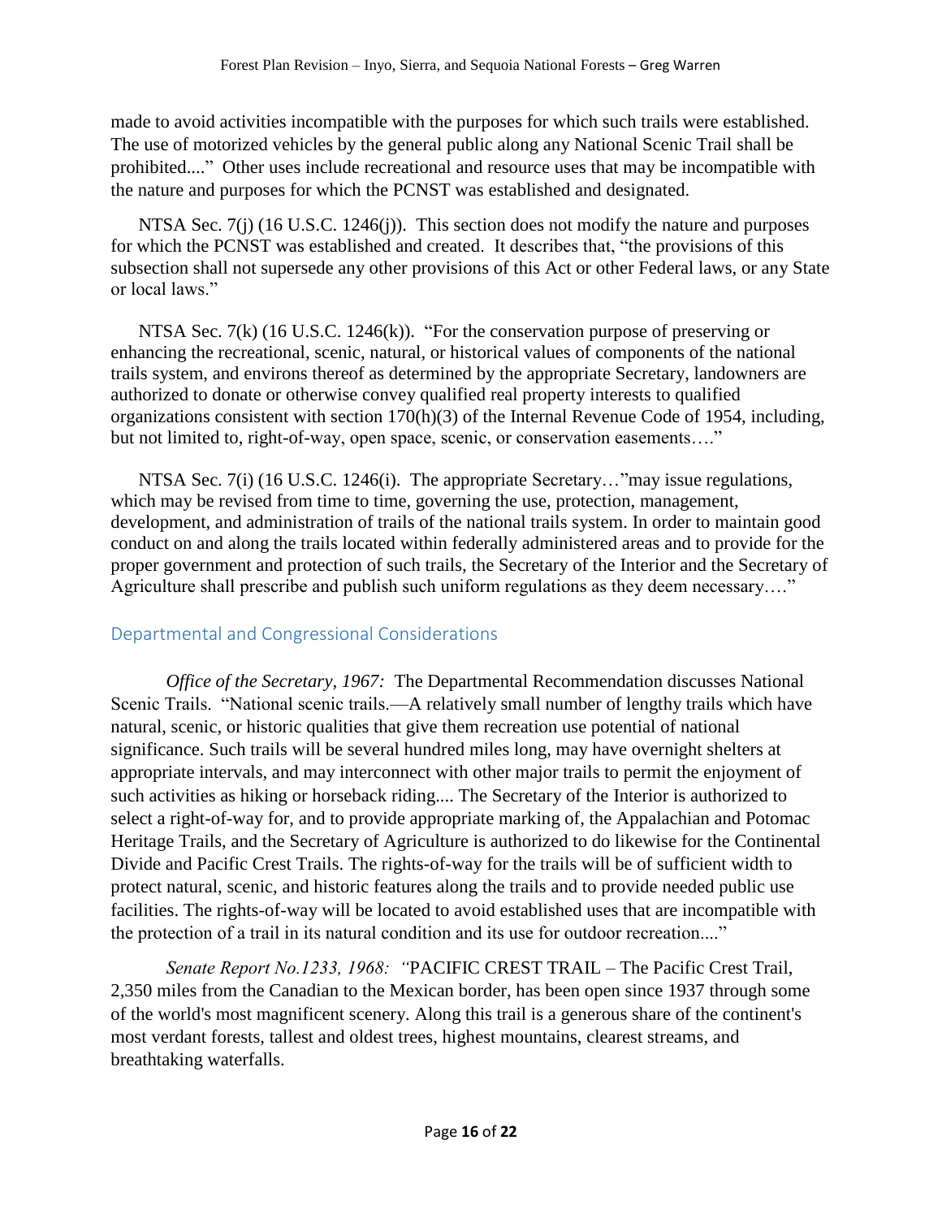made to avoid activities incompatible with the purposes for which such trails were established. The use of motorized vehicles by the general public along any National Scenic Trail shall be prohibited...." Other uses include recreational and resource uses that may be incompatible with the nature and purposes for which the PCNST was established and designated.

NTSA Sec. 7(j) (16 U.S.C. 1246(j)). This section does not modify the nature and purposes for which the PCNST was established and created. It describes that, "the provisions of this subsection shall not supersede any other provisions of this Act or other Federal laws, or any State or local laws."

NTSA Sec. 7(k) (16 U.S.C. 1246(k)). "For the conservation purpose of preserving or enhancing the recreational, scenic, natural, or historical values of components of the national trails system, and environs thereof as determined by the appropriate Secretary, landowners are authorized to donate or otherwise convey qualified real property interests to qualified organizations consistent with section 170(h)(3) of the Internal Revenue Code of 1954, including, but not limited to, right-of-way, open space, scenic, or conservation easements…."

NTSA Sec. 7(i) (16 U.S.C. 1246(i). The appropriate Secretary…"may issue regulations, which may be revised from time to time, governing the use, protection, management, development, and administration of trails of the national trails system. In order to maintain good conduct on and along the trails located within federally administered areas and to provide for the proper government and protection of such trails, the Secretary of the Interior and the Secretary of Agriculture shall prescribe and publish such uniform regulations as they deem necessary…."

## Departmental and Congressional Considerations

*Office of the Secretary, 1967:* The Departmental Recommendation discusses National Scenic Trails. "National scenic trails.—A relatively small number of lengthy trails which have natural, scenic, or historic qualities that give them recreation use potential of national significance. Such trails will be several hundred miles long, may have overnight shelters at appropriate intervals, and may interconnect with other major trails to permit the enjoyment of such activities as hiking or horseback riding.... The Secretary of the Interior is authorized to select a right-of-way for, and to provide appropriate marking of, the Appalachian and Potomac Heritage Trails, and the Secretary of Agriculture is authorized to do likewise for the Continental Divide and Pacific Crest Trails. The rights-of-way for the trails will be of sufficient width to protect natural, scenic, and historic features along the trails and to provide needed public use facilities. The rights-of-way will be located to avoid established uses that are incompatible with the protection of a trail in its natural condition and its use for outdoor recreation...."

*Senate Report No.1233, 1968: "*PACIFIC CREST TRAIL – The Pacific Crest Trail, 2,350 miles from the Canadian to the Mexican border, has been open since 1937 through some of the world's most magnificent scenery. Along this trail is a generous share of the continent's most verdant forests, tallest and oldest trees, highest mountains, clearest streams, and breathtaking waterfalls.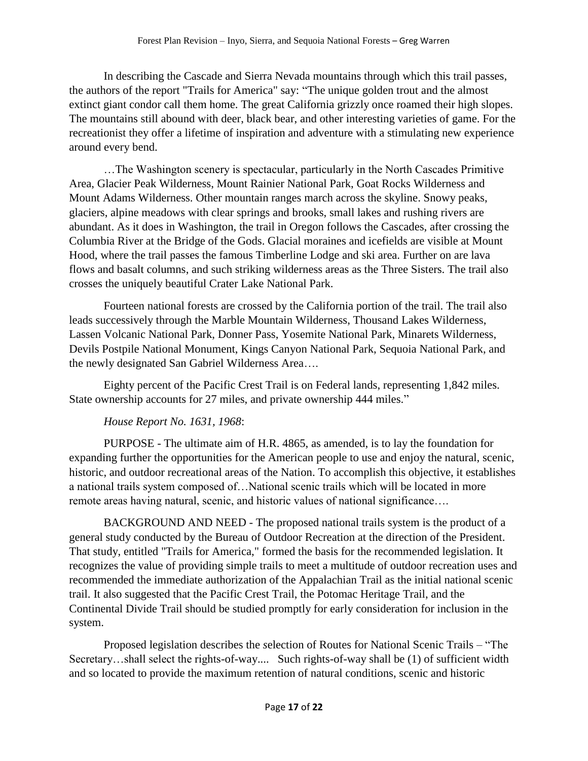In describing the Cascade and Sierra Nevada mountains through which this trail passes, the authors of the report "Trails for America" say: "The unique golden trout and the almost extinct giant condor call them home. The great California grizzly once roamed their high slopes. The mountains still abound with deer, black bear, and other interesting varieties of game. For the recreationist they offer a lifetime of inspiration and adventure with a stimulating new experience around every bend.

…The Washington scenery is spectacular, particularly in the North Cascades Primitive Area, Glacier Peak Wilderness, Mount Rainier National Park, Goat Rocks Wilderness and Mount Adams Wilderness. Other mountain ranges march across the skyline. Snowy peaks, glaciers, alpine meadows with clear springs and brooks, small lakes and rushing rivers are abundant. As it does in Washington, the trail in Oregon follows the Cascades, after crossing the Columbia River at the Bridge of the Gods. Glacial moraines and icefields are visible at Mount Hood, where the trail passes the famous Timberline Lodge and ski area. Further on are lava flows and basalt columns, and such striking wilderness areas as the Three Sisters. The trail also crosses the uniquely beautiful Crater Lake National Park.

Fourteen national forests are crossed by the California portion of the trail. The trail also leads successively through the Marble Mountain Wilderness, Thousand Lakes Wilderness, Lassen Volcanic National Park, Donner Pass, Yosemite National Park, Minarets Wilderness, Devils Postpile National Monument, Kings Canyon National Park, Sequoia National Park, and the newly designated San Gabriel Wilderness Area….

Eighty percent of the Pacific Crest Trail is on Federal lands, representing 1,842 miles. State ownership accounts for 27 miles, and private ownership 444 miles."

*House Report No. 1631, 1968*:

PURPOSE - The ultimate aim of H.R. 4865, as amended, is to lay the foundation for expanding further the opportunities for the American people to use and enjoy the natural, scenic, historic, and outdoor recreational areas of the Nation. To accomplish this objective, it establishes a national trails system composed of…National scenic trails which will be located in more remote areas having natural, scenic, and historic values of national significance….

BACKGROUND AND NEED - The proposed national trails system is the product of a general study conducted by the Bureau of Outdoor Recreation at the direction of the President. That study, entitled "Trails for America," formed the basis for the recommended legislation. It recognizes the value of providing simple trails to meet a multitude of outdoor recreation uses and recommended the immediate authorization of the Appalachian Trail as the initial national scenic trail. It also suggested that the Pacific Crest Trail, the Potomac Heritage Trail, and the Continental Divide Trail should be studied promptly for early consideration for inclusion in the system.

Proposed legislation describes the *s*election of Routes for National Scenic Trails – "The Secretary…shall select the rights-of-way.... Such rights-of-way shall be (1) of sufficient width and so located to provide the maximum retention of natural conditions, scenic and historic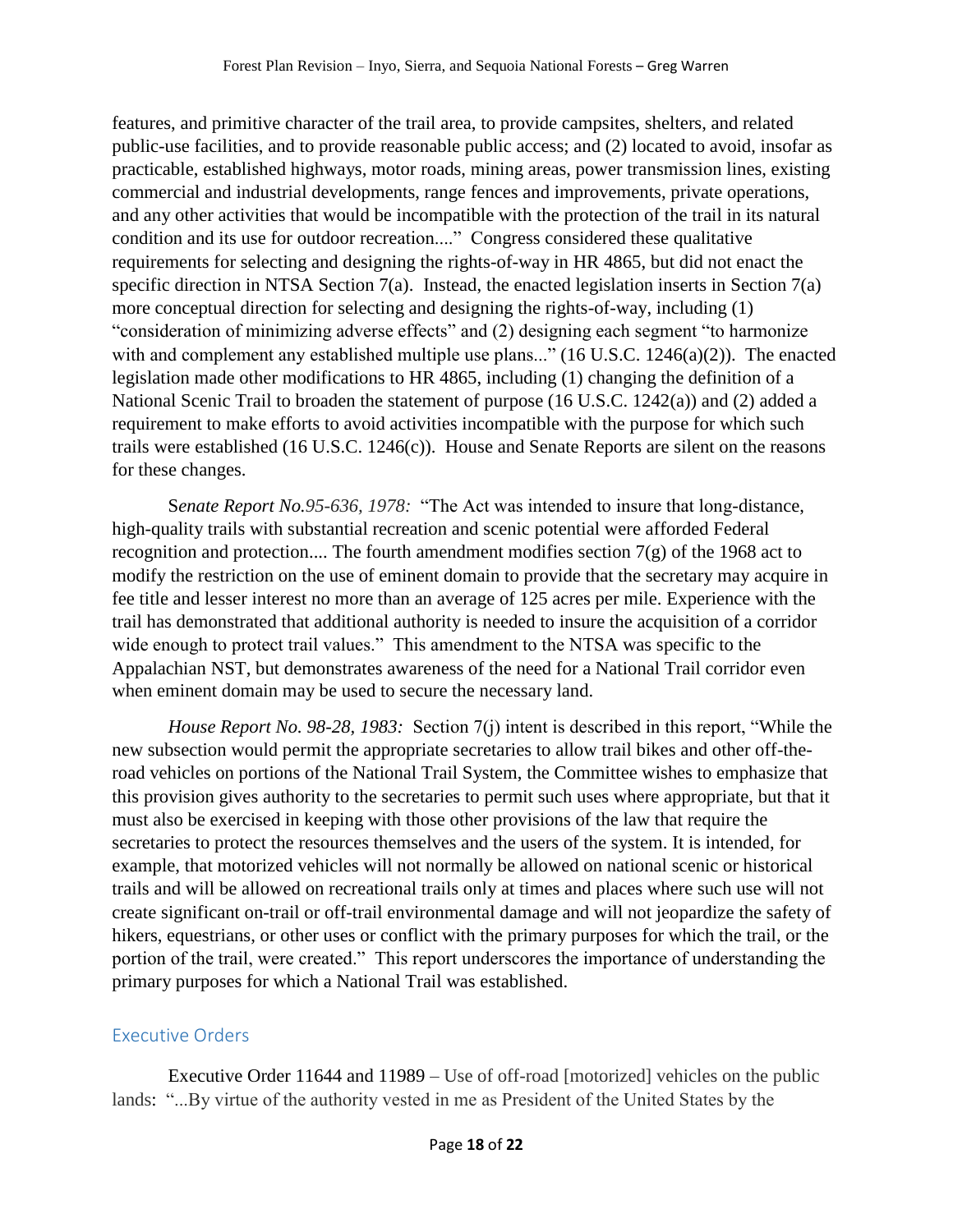features, and primitive character of the trail area, to provide campsites, shelters, and related public-use facilities, and to provide reasonable public access; and (2) located to avoid, insofar as practicable, established highways, motor roads, mining areas, power transmission lines, existing commercial and industrial developments, range fences and improvements, private operations, and any other activities that would be incompatible with the protection of the trail in its natural condition and its use for outdoor recreation...." Congress considered these qualitative requirements for selecting and designing the rights-of-way in HR 4865, but did not enact the specific direction in NTSA Section 7(a). Instead, the enacted legislation inserts in Section 7(a) more conceptual direction for selecting and designing the rights-of-way, including (1) "consideration of minimizing adverse effects" and (2) designing each segment "to harmonize with and complement any established multiple use plans..." (16 U.S.C. 1246(a)(2)). The enacted legislation made other modifications to HR 4865, including (1) changing the definition of a National Scenic Trail to broaden the statement of purpose (16 U.S.C. 1242(a)) and (2) added a requirement to make efforts to avoid activities incompatible with the purpose for which such trails were established (16 U.S.C. 1246(c)). House and Senate Reports are silent on the reasons for these changes.

*Senate Report No.95-636, 1978:* "The Act was intended to insure that long-distance, high-quality trails with substantial recreation and scenic potential were afforded Federal recognition and protection.... The fourth amendment modifies section 7(g) of the 1968 act to modify the restriction on the use of eminent domain to provide that the secretary may acquire in fee title and lesser interest no more than an average of 125 acres per mile. Experience with the trail has demonstrated that additional authority is needed to insure the acquisition of a corridor wide enough to protect trail values." This amendment to the NTSA was specific to the Appalachian NST, but demonstrates awareness of the need for a National Trail corridor even when eminent domain may be used to secure the necessary land.

*House Report No. 98-28, 1983:* Section 7(j) intent is described in this report, "While the new subsection would permit the appropriate secretaries to allow trail bikes and other off-the-road vehicles on portions of the National Trail System, the Committee wishes to emphasize that this provision gives authority to the secretaries to permit such uses where appropriate, but that it must also be exercised in keeping with those other provisions of the law that require the secretaries to protect the resources themselves and the users of the system. It is intended, for example, that motorized vehicles will not normally be allowed on national scenic or historical trails and will be allowed on recreational trails only at times and places where such use will not create significant on-trail or off-trail environmental damage and will not jeopardize the safety of hikers, equestrians, or other uses or conflict with the primary purposes for which the trail, or the portion of the trail, were created." This report underscores the importance of understanding the primary purposes for which a National Trail was established.

## Executive Orders

Executive Order 11644 and 11989 – Use of off-road [motorized] vehicles on the public lands: "...By virtue of the authority vested in me as President of the United States by the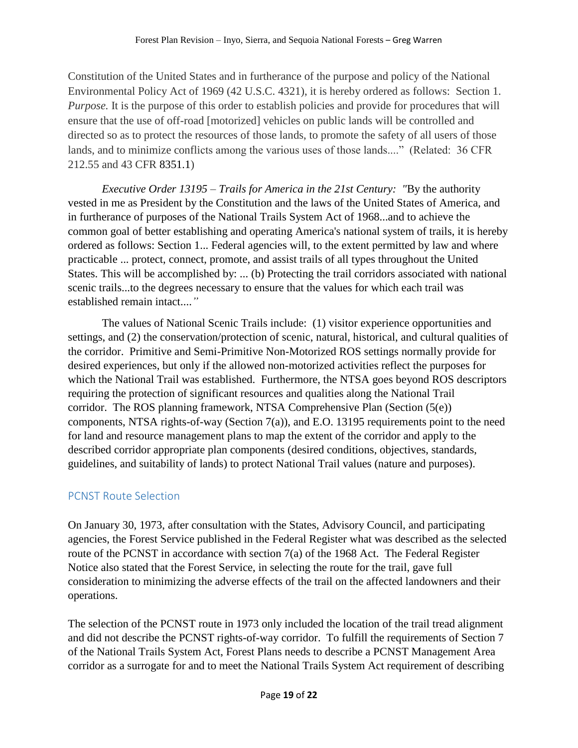Constitution of the United States and in furtherance of the purpose and policy of the National Environmental Policy Act of 1969 (42 U.S.C. 4321), it is hereby ordered as follows: Section 1. *Purpose.* It is the purpose of this order to establish policies and provide for procedures that will ensure that the use of off-road [motorized] vehicles on public lands will be controlled and directed so as to protect the resources of those lands, to promote the safety of all users of those lands, and to minimize conflicts among the various uses of those lands...." (Related: 36 CFR 212.55 and 43 CFR 8351.1)

*Executive Order 13195 – Trails for America in the 21st Century: "*By the authority vested in me as President by the Constitution and the laws of the United States of America, and in furtherance of purposes of the National Trails System Act of 1968...and to achieve the common goal of better establishing and operating America's national system of trails, it is hereby ordered as follows: Section 1... Federal agencies will, to the extent permitted by law and where practicable ... protect, connect, promote, and assist trails of all types throughout the United States. This will be accomplished by: ... (b) Protecting the trail corridors associated with national scenic trails...to the degrees necessary to ensure that the values for which each trail was established remain intact....*"*

The values of National Scenic Trails include: (1) visitor experience opportunities and settings, and (2) the conservation/protection of scenic, natural, historical, and cultural qualities of the corridor. Primitive and Semi-Primitive Non-Motorized ROS settings normally provide for desired experiences, but only if the allowed non-motorized activities reflect the purposes for which the National Trail was established. Furthermore, the NTSA goes beyond ROS descriptors requiring the protection of significant resources and qualities along the National Trail corridor. The ROS planning framework, NTSA Comprehensive Plan (Section (5(e)) components, NTSA rights-of-way (Section 7(a)), and E.O. 13195 requirements point to the need for land and resource management plans to map the extent of the corridor and apply to the described corridor appropriate plan components (desired conditions, objectives, standards, guidelines, and suitability of lands) to protect National Trail values (nature and purposes).

## PCNST Route Selection

On January 30, 1973, after consultation with the States, Advisory Council, and participating agencies, the Forest Service published in the Federal Register what was described as the selected route of the PCNST in accordance with section 7(a) of the 1968 Act. The Federal Register Notice also stated that the Forest Service, in selecting the route for the trail, gave full consideration to minimizing the adverse effects of the trail on the affected landowners and their operations.

The selection of the PCNST route in 1973 only included the location of the trail tread alignment and did not describe the PCNST rights-of-way corridor. To fulfill the requirements of Section 7 of the National Trails System Act, Forest Plans needs to describe a PCNST Management Area corridor as a surrogate for and to meet the National Trails System Act requirement of describing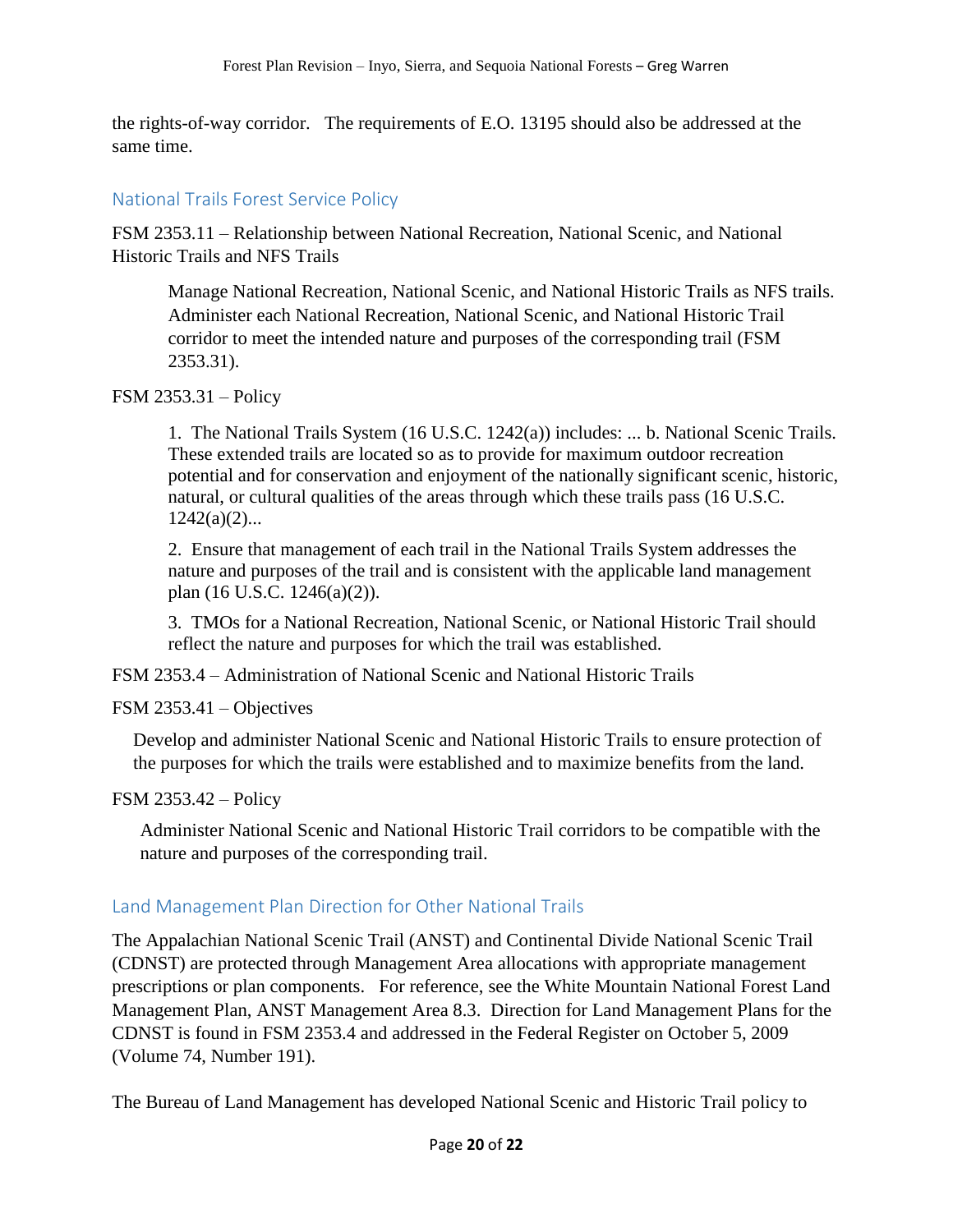the rights-of-way corridor.   The requirements of E.O. 13195 should also be addressed at the same time.

## National Trails Forest Service Policy

FSM 2353.11 – Relationship between National Recreation, National Scenic, and National Historic Trails and NFS Trails

> Manage National Recreation, National Scenic, and National Historic Trails as NFS trails. Administer each National Recreation, National Scenic, and National Historic Trail corridor to meet the intended nature and purposes of the corresponding trail (FSM 2353.31).

FSM 2353.31 – Policy

> 1. The National Trails System (16 U.S.C. 1242(a)) includes: ... b. National Scenic Trails. These extended trails are located so as to provide for maximum outdoor recreation potential and for conservation and enjoyment of the nationally significant scenic, historic, natural, or cultural qualities of the areas through which these trails pass (16 U.S.C. 1242(a)(2)...
>
> 2. Ensure that management of each trail in the National Trails System addresses the nature and purposes of the trail and is consistent with the applicable land management plan (16 U.S.C. 1246(a)(2)).
>
> 3. TMOs for a National Recreation, National Scenic, or National Historic Trail should reflect the nature and purposes for which the trail was established.

FSM 2353.4 – Administration of National Scenic and National Historic Trails

FSM 2353.41 – Objectives

> Develop and administer National Scenic and National Historic Trails to ensure protection of the purposes for which the trails were established and to maximize benefits from the land.

FSM 2353.42 – Policy

> Administer National Scenic and National Historic Trail corridors to be compatible with the nature and purposes of the corresponding trail.

## Land Management Plan Direction for Other National Trails

The Appalachian National Scenic Trail (ANST) and Continental Divide National Scenic Trail (CDNST) are protected through Management Area allocations with appropriate management prescriptions or plan components.   For reference, see the White Mountain National Forest Land Management Plan, ANST Management Area 8.3.  Direction for Land Management Plans for the CDNST is found in FSM 2353.4 and addressed in the Federal Register on October 5, 2009 (Volume 74, Number 191).

The Bureau of Land Management has developed National Scenic and Historic Trail policy to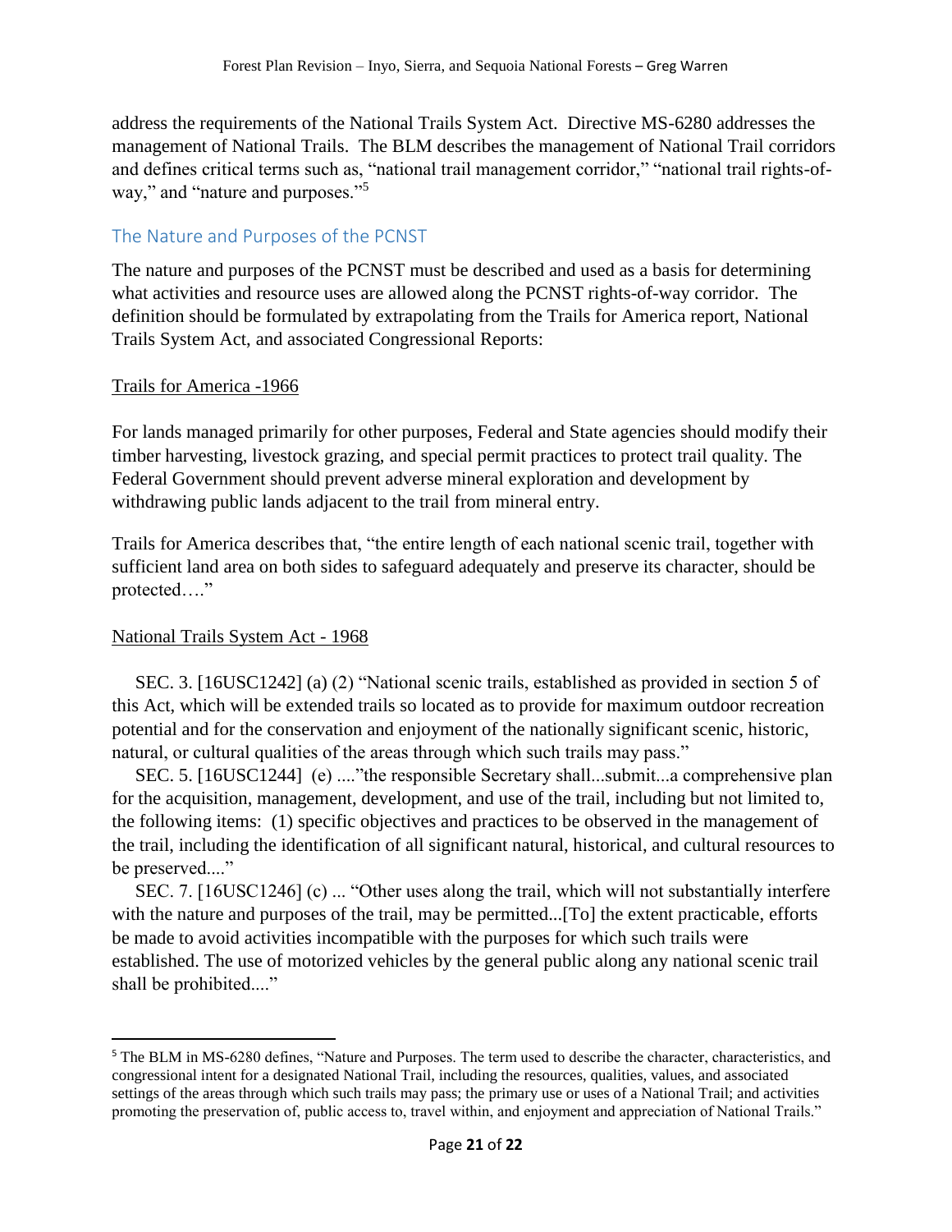address the requirements of the National Trails System Act. Directive MS-6280 addresses the management of National Trails. The BLM describes the management of National Trail corridors and defines critical terms such as, "national trail management corridor," "national trail rights-of-way," and "nature and purposes."[5]

## The Nature and Purposes of the PCNST

The nature and purposes of the PCNST must be described and used as a basis for determining what activities and resource uses are allowed along the PCNST rights-of-way corridor. The definition should be formulated by extrapolating from the Trails for America report, National Trails System Act, and associated Congressional Reports:

<u>Trails for America -1966</u>

For lands managed primarily for other purposes, Federal and State agencies should modify their timber harvesting, livestock grazing, and special permit practices to protect trail quality. The Federal Government should prevent adverse mineral exploration and development by withdrawing public lands adjacent to the trail from mineral entry.

Trails for America describes that, "the entire length of each national scenic trail, together with sufficient land area on both sides to safeguard adequately and preserve its character, should be protected…."

<u>National Trails System Act - 1968</u>

SEC. 3. [16USC1242] (a) (2) "National scenic trails, established as provided in section 5 of this Act, which will be extended trails so located as to provide for maximum outdoor recreation potential and for the conservation and enjoyment of the nationally significant scenic, historic, natural, or cultural qualities of the areas through which such trails may pass."

SEC. 5. [16USC1244] (e) ...."the responsible Secretary shall...submit...a comprehensive plan for the acquisition, management, development, and use of the trail, including but not limited to, the following items: (1) specific objectives and practices to be observed in the management of the trail, including the identification of all significant natural, historical, and cultural resources to be preserved...."

SEC. 7. [16USC1246] (c) ... "Other uses along the trail, which will not substantially interfere with the nature and purposes of the trail, may be permitted...[To] the extent practicable, efforts be made to avoid activities incompatible with the purposes for which such trails were established. The use of motorized vehicles by the general public along any national scenic trail shall be prohibited...."

---

[5] The BLM in MS-6280 defines, "Nature and Purposes. The term used to describe the character, characteristics, and congressional intent for a designated National Trail, including the resources, qualities, values, and associated settings of the areas through which such trails may pass; the primary use or uses of a National Trail; and activities promoting the preservation of, public access to, travel within, and enjoyment and appreciation of National Trails."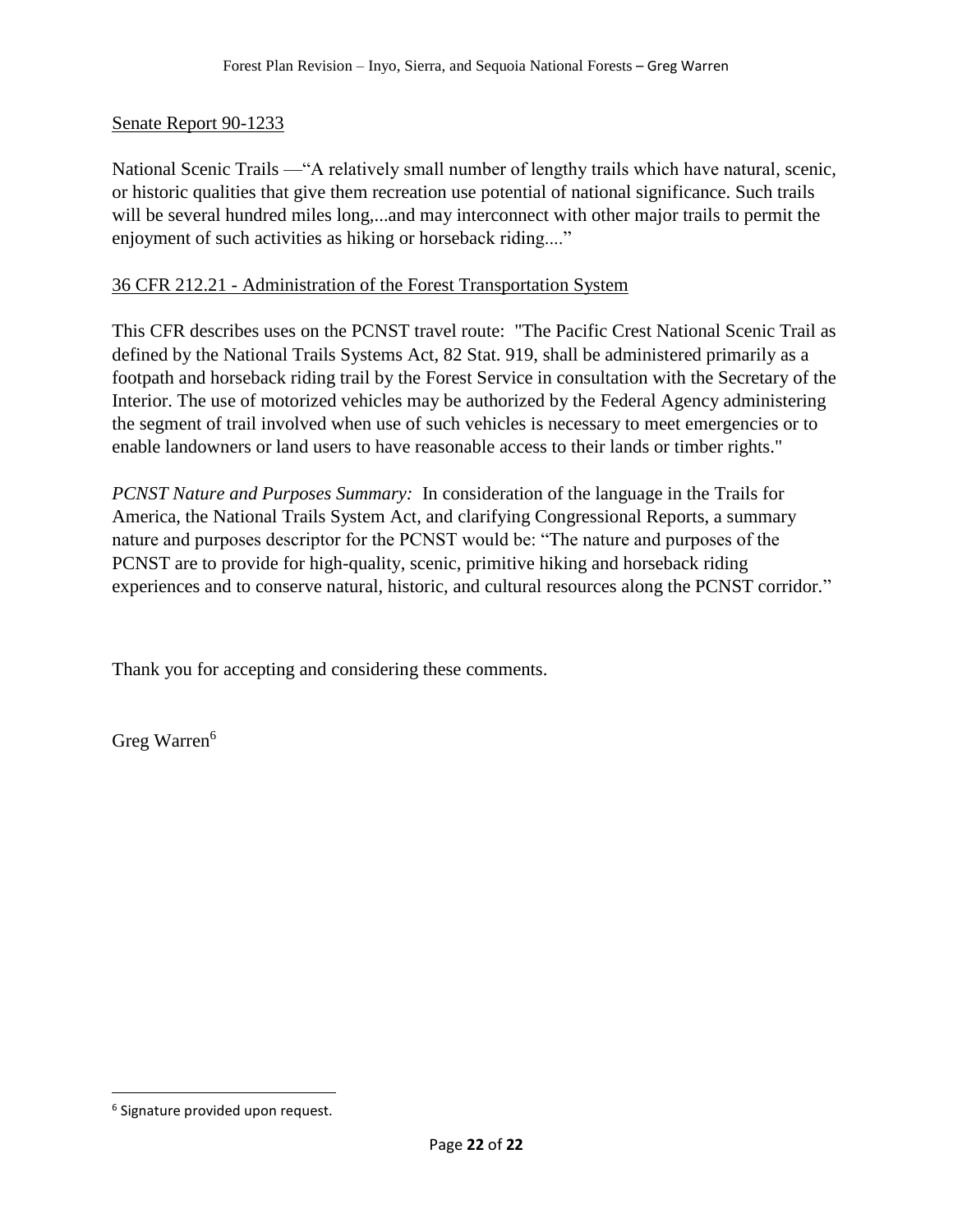Senate Report 90-1233

National Scenic Trails —"A relatively small number of lengthy trails which have natural, scenic, or historic qualities that give them recreation use potential of national significance. Such trails will be several hundred miles long,...and may interconnect with other major trails to permit the enjoyment of such activities as hiking or horseback riding...."

36 CFR 212.21 - Administration of the Forest Transportation System

This CFR describes uses on the PCNST travel route: "The Pacific Crest National Scenic Trail as defined by the National Trails Systems Act, 82 Stat. 919, shall be administered primarily as a footpath and horseback riding trail by the Forest Service in consultation with the Secretary of the Interior. The use of motorized vehicles may be authorized by the Federal Agency administering the segment of trail involved when use of such vehicles is necessary to meet emergencies or to enable landowners or land users to have reasonable access to their lands or timber rights."

*PCNST Nature and Purposes Summary:* In consideration of the language in the Trails for America, the National Trails System Act, and clarifying Congressional Reports, a summary nature and purposes descriptor for the PCNST would be: "The nature and purposes of the PCNST are to provide for high-quality, scenic, primitive hiking and horseback riding experiences and to conserve natural, historic, and cultural resources along the PCNST corridor."

Thank you for accepting and considering these comments.

Greg Warren[6]

[6] Signature provided upon request.